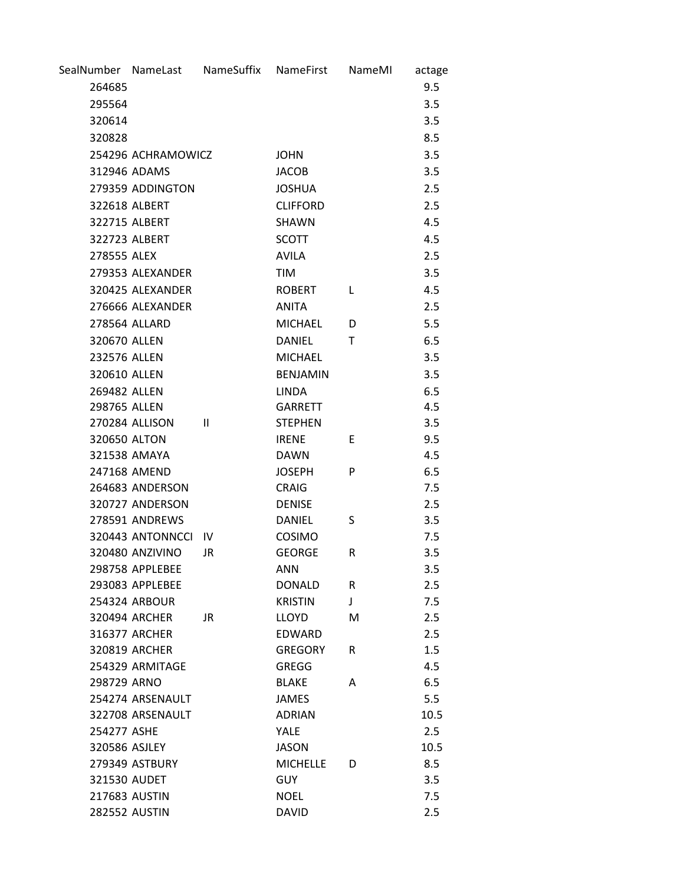| SealNumber | NameLast | NameSuffix | NameFirst | NameMI | actage |
|---|---|---|---|---|---|
| 264685 | | | | | 9.5 |
| 295564 | | | | | 3.5 |
| 320614 | | | | | 3.5 |
| 320828 | | | | | 8.5 |
| 254296 | ACHRAMOWICZ | | JOHN | | 3.5 |
| 312946 | ADAMS | | JACOB | | 3.5 |
| 279359 | ADDINGTON | | JOSHUA | | 2.5 |
| 322618 | ALBERT | | CLIFFORD | | 2.5 |
| 322715 | ALBERT | | SHAWN | | 4.5 |
| 322723 | ALBERT | | SCOTT | | 4.5 |
| 278555 | ALEX | | AVILA | | 2.5 |
| 279353 | ALEXANDER | | TIM | | 3.5 |
| 320425 | ALEXANDER | | ROBERT | L | 4.5 |
| 276666 | ALEXANDER | | ANITA | | 2.5 |
| 278564 | ALLARD | | MICHAEL | D | 5.5 |
| 320670 | ALLEN | | DANIEL | T | 6.5 |
| 232576 | ALLEN | | MICHAEL | | 3.5 |
| 320610 | ALLEN | | BENJAMIN | | 3.5 |
| 269482 | ALLEN | | LINDA | | 6.5 |
| 298765 | ALLEN | | GARRETT | | 4.5 |
| 270284 | ALLISON | II | STEPHEN | | 3.5 |
| 320650 | ALTON | | IRENE | E | 9.5 |
| 321538 | AMAYA | | DAWN | | 4.5 |
| 247168 | AMEND | | JOSEPH | P | 6.5 |
| 264683 | ANDERSON | | CRAIG | | 7.5 |
| 320727 | ANDERSON | | DENISE | | 2.5 |
| 278591 | ANDREWS | | DANIEL | S | 3.5 |
| 320443 | ANTONNCCI | IV | COSIMO | | 7.5 |
| 320480 | ANZIVINO | JR | GEORGE | R | 3.5 |
| 298758 | APPLEBEE | | ANN | | 3.5 |
| 293083 | APPLEBEE | | DONALD | R | 2.5 |
| 254324 | ARBOUR | | KRISTIN | J | 7.5 |
| 320494 | ARCHER | JR | LLOYD | M | 2.5 |
| 316377 | ARCHER | | EDWARD | | 2.5 |
| 320819 | ARCHER | | GREGORY | R | 1.5 |
| 254329 | ARMITAGE | | GREGG | | 4.5 |
| 298729 | ARNO | | BLAKE | A | 6.5 |
| 254274 | ARSENAULT | | JAMES | | 5.5 |
| 322708 | ARSENAULT | | ADRIAN | | 10.5 |
| 254277 | ASHE | | YALE | | 2.5 |
| 320586 | ASJLEY | | JASON | | 10.5 |
| 279349 | ASTBURY | | MICHELLE | D | 8.5 |
| 321530 | AUDET | | GUY | | 3.5 |
| 217683 | AUSTIN | | NOEL | | 7.5 |
| 282552 | AUSTIN | | DAVID | | 2.5 |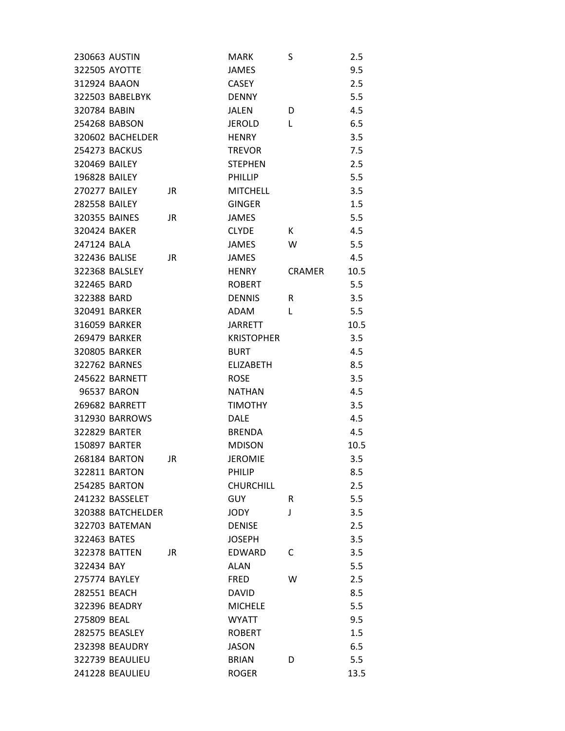| | | | | | |
|---|---|---|---|---|---|
| 230663 | AUSTIN | | MARK | S | 2.5 |
| 322505 | AYOTTE | | JAMES | | 9.5 |
| 312924 | BAAON | | CASEY | | 2.5 |
| 322503 | BABELBYK | | DENNY | | 5.5 |
| 320784 | BABIN | | JALEN | D | 4.5 |
| 254268 | BABSON | | JEROLD | L | 6.5 |
| 320602 | BACHELDER | | HENRY | | 3.5 |
| 254273 | BACKUS | | TREVOR | | 7.5 |
| 320469 | BAILEY | | STEPHEN | | 2.5 |
| 196828 | BAILEY | | PHILLIP | | 5.5 |
| 270277 | BAILEY | JR | MITCHELL | | 3.5 |
| 282558 | BAILEY | | GINGER | | 1.5 |
| 320355 | BAINES | JR | JAMES | | 5.5 |
| 320424 | BAKER | | CLYDE | K | 4.5 |
| 247124 | BALA | | JAMES | W | 5.5 |
| 322436 | BALISE | JR | JAMES | | 4.5 |
| 322368 | BALSLEY | | HENRY | CRAMER | 10.5 |
| 322465 | BARD | | ROBERT | | 5.5 |
| 322388 | BARD | | DENNIS | R | 3.5 |
| 320491 | BARKER | | ADAM | L | 5.5 |
| 316059 | BARKER | | JARRETT | | 10.5 |
| 269479 | BARKER | | KRISTOPHER | | 3.5 |
| 320805 | BARKER | | BURT | | 4.5 |
| 322762 | BARNES | | ELIZABETH | | 8.5 |
| 245622 | BARNETT | | ROSE | | 3.5 |
| 96537 | BARON | | NATHAN | | 4.5 |
| 269682 | BARRETT | | TIMOTHY | | 3.5 |
| 312930 | BARROWS | | DALE | | 4.5 |
| 322829 | BARTER | | BRENDA | | 4.5 |
| 150897 | BARTER | | MDISON | | 10.5 |
| 268184 | BARTON | JR | JEROMIE | | 3.5 |
| 322811 | BARTON | | PHILIP | | 8.5 |
| 254285 | BARTON | | CHURCHILL | | 2.5 |
| 241232 | BASSELET | | GUY | R | 5.5 |
| 320388 | BATCHELDER | | JODY | J | 3.5 |
| 322703 | BATEMAN | | DENISE | | 2.5 |
| 322463 | BATES | | JOSEPH | | 3.5 |
| 322378 | BATTEN | JR | EDWARD | C | 3.5 |
| 322434 | BAY | | ALAN | | 5.5 |
| 275774 | BAYLEY | | FRED | W | 2.5 |
| 282551 | BEACH | | DAVID | | 8.5 |
| 322396 | BEADRY | | MICHELE | | 5.5 |
| 275809 | BEAL | | WYATT | | 9.5 |
| 282575 | BEASLEY | | ROBERT | | 1.5 |
| 232398 | BEAUDRY | | JASON | | 6.5 |
| 322739 | BEAULIEU | | BRIAN | D | 5.5 |
| 241228 | BEAULIEU | | ROGER | | 13.5 |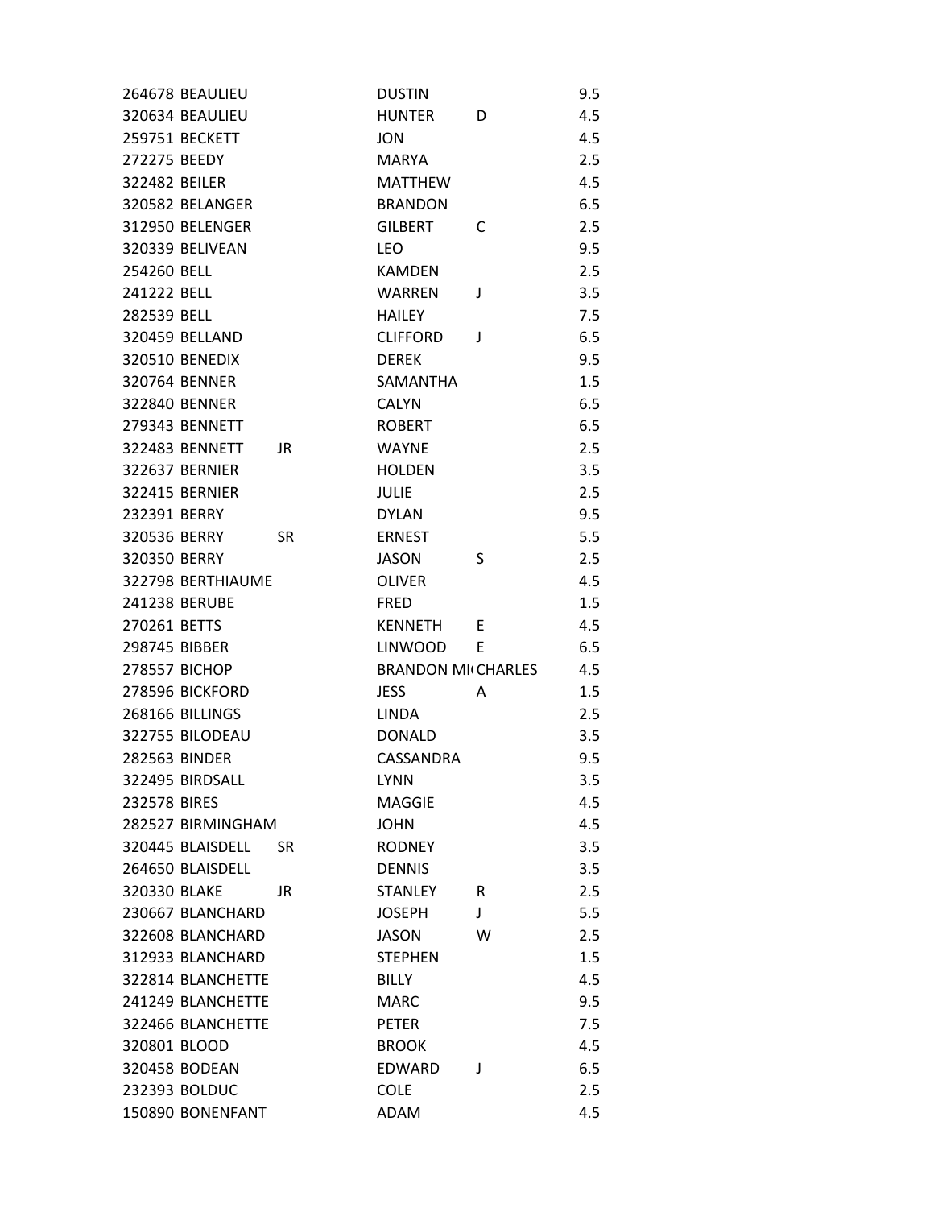| | | | | | |
|---|---|---|---|---|---|
| 264678 | BEAULIEU | | DUSTIN | | 9.5 |
| 320634 | BEAULIEU | | HUNTER | D | 4.5 |
| 259751 | BECKETT | | JON | | 4.5 |
| 272275 | BEEDY | | MARYA | | 2.5 |
| 322482 | BEILER | | MATTHEW | | 4.5 |
| 320582 | BELANGER | | BRANDON | | 6.5 |
| 312950 | BELENGER | | GILBERT | C | 2.5 |
| 320339 | BELIVEAN | | LEO | | 9.5 |
| 254260 | BELL | | KAMDEN | | 2.5 |
| 241222 | BELL | | WARREN | J | 3.5 |
| 282539 | BELL | | HAILEY | | 7.5 |
| 320459 | BELLAND | | CLIFFORD | J | 6.5 |
| 320510 | BENEDIX | | DEREK | | 9.5 |
| 320764 | BENNER | | SAMANTHA | | 1.5 |
| 322840 | BENNER | | CALYN | | 6.5 |
| 279343 | BENNETT | | ROBERT | | 6.5 |
| 322483 | BENNETT | JR | WAYNE | | 2.5 |
| 322637 | BERNIER | | HOLDEN | | 3.5 |
| 322415 | BERNIER | | JULIE | | 2.5 |
| 232391 | BERRY | | DYLAN | | 9.5 |
| 320536 | BERRY | SR | ERNEST | | 5.5 |
| 320350 | BERRY | | JASON | S | 2.5 |
| 322798 | BERTHIAUME | | OLIVER | | 4.5 |
| 241238 | BERUBE | | FRED | | 1.5 |
| 270261 | BETTS | | KENNETH | E | 4.5 |
| 298745 | BIBBER | | LINWOOD | E | 6.5 |
| 278557 | BICHOP | | BRANDON MI | CHARLES | 4.5 |
| 278596 | BICKFORD | | JESS | A | 1.5 |
| 268166 | BILLINGS | | LINDA | | 2.5 |
| 322755 | BILODEAU | | DONALD | | 3.5 |
| 282563 | BINDER | | CASSANDRA | | 9.5 |
| 322495 | BIRDSALL | | LYNN | | 3.5 |
| 232578 | BIRES | | MAGGIE | | 4.5 |
| 282527 | BIRMINGHAM | | JOHN | | 4.5 |
| 320445 | BLAISDELL | SR | RODNEY | | 3.5 |
| 264650 | BLAISDELL | | DENNIS | | 3.5 |
| 320330 | BLAKE | JR | STANLEY | R | 2.5 |
| 230667 | BLANCHARD | | JOSEPH | J | 5.5 |
| 322608 | BLANCHARD | | JASON | W | 2.5 |
| 312933 | BLANCHARD | | STEPHEN | | 1.5 |
| 322814 | BLANCHETTE | | BILLY | | 4.5 |
| 241249 | BLANCHETTE | | MARC | | 9.5 |
| 322466 | BLANCHETTE | | PETER | | 7.5 |
| 320801 | BLOOD | | BROOK | | 4.5 |
| 320458 | BODEAN | | EDWARD | J | 6.5 |
| 232393 | BOLDUC | | COLE | | 2.5 |
| 150890 | BONENFANT | | ADAM | | 4.5 |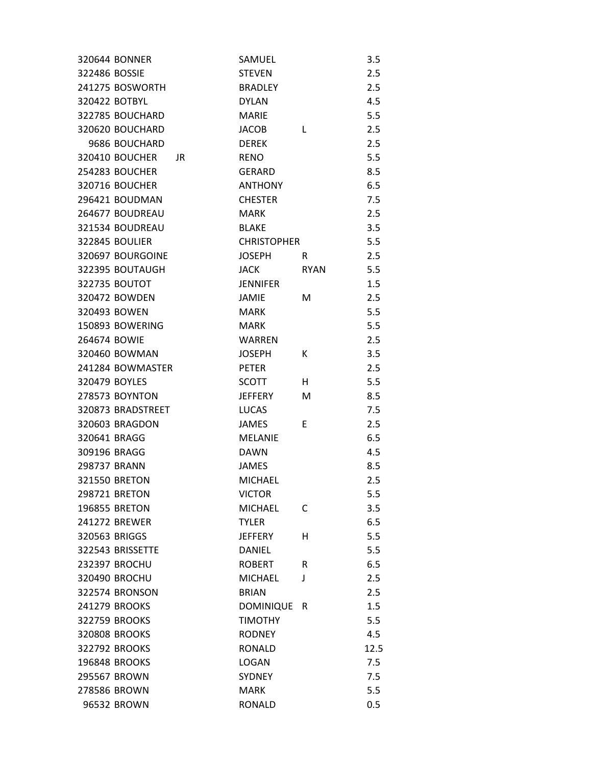| | | | | | |
|---|---|---|---|---|---|
| 320644 | BONNER | | SAMUEL | | 3.5 |
| 322486 | BOSSIE | | STEVEN | | 2.5 |
| 241275 | BOSWORTH | | BRADLEY | | 2.5 |
| 320422 | BOTBYL | | DYLAN | | 4.5 |
| 322785 | BOUCHARD | | MARIE | | 5.5 |
| 320620 | BOUCHARD | | JACOB | L | 2.5 |
| 9686 | BOUCHARD | | DEREK | | 2.5 |
| 320410 | BOUCHER | JR | RENO | | 5.5 |
| 254283 | BOUCHER | | GERARD | | 8.5 |
| 320716 | BOUCHER | | ANTHONY | | 6.5 |
| 296421 | BOUDMAN | | CHESTER | | 7.5 |
| 264677 | BOUDREAU | | MARK | | 2.5 |
| 321534 | BOUDREAU | | BLAKE | | 3.5 |
| 322845 | BOULIER | | CHRISTOPHER | | 5.5 |
| 320697 | BOURGOINE | | JOSEPH | R | 2.5 |
| 322395 | BOUTAUGH | | JACK | RYAN | 5.5 |
| 322735 | BOUTOT | | JENNIFER | | 1.5 |
| 320472 | BOWDEN | | JAMIE | M | 2.5 |
| 320493 | BOWEN | | MARK | | 5.5 |
| 150893 | BOWERING | | MARK | | 5.5 |
| 264674 | BOWIE | | WARREN | | 2.5 |
| 320460 | BOWMAN | | JOSEPH | K | 3.5 |
| 241284 | BOWMASTER | | PETER | | 2.5 |
| 320479 | BOYLES | | SCOTT | H | 5.5 |
| 278573 | BOYNTON | | JEFFERY | M | 8.5 |
| 320873 | BRADSTREET | | LUCAS | | 7.5 |
| 320603 | BRAGDON | | JAMES | E | 2.5 |
| 320641 | BRAGG | | MELANIE | | 6.5 |
| 309196 | BRAGG | | DAWN | | 4.5 |
| 298737 | BRANN | | JAMES | | 8.5 |
| 321550 | BRETON | | MICHAEL | | 2.5 |
| 298721 | BRETON | | VICTOR | | 5.5 |
| 196855 | BRETON | | MICHAEL | C | 3.5 |
| 241272 | BREWER | | TYLER | | 6.5 |
| 320563 | BRIGGS | | JEFFERY | H | 5.5 |
| 322543 | BRISSETTE | | DANIEL | | 5.5 |
| 232397 | BROCHU | | ROBERT | R | 6.5 |
| 320490 | BROCHU | | MICHAEL | J | 2.5 |
| 322574 | BRONSON | | BRIAN | | 2.5 |
| 241279 | BROOKS | | DOMINIQUE | R | 1.5 |
| 322759 | BROOKS | | TIMOTHY | | 5.5 |
| 320808 | BROOKS | | RODNEY | | 4.5 |
| 322792 | BROOKS | | RONALD | | 12.5 |
| 196848 | BROOKS | | LOGAN | | 7.5 |
| 295567 | BROWN | | SYDNEY | | 7.5 |
| 278586 | BROWN | | MARK | | 5.5 |
| 96532 | BROWN | | RONALD | | 0.5 |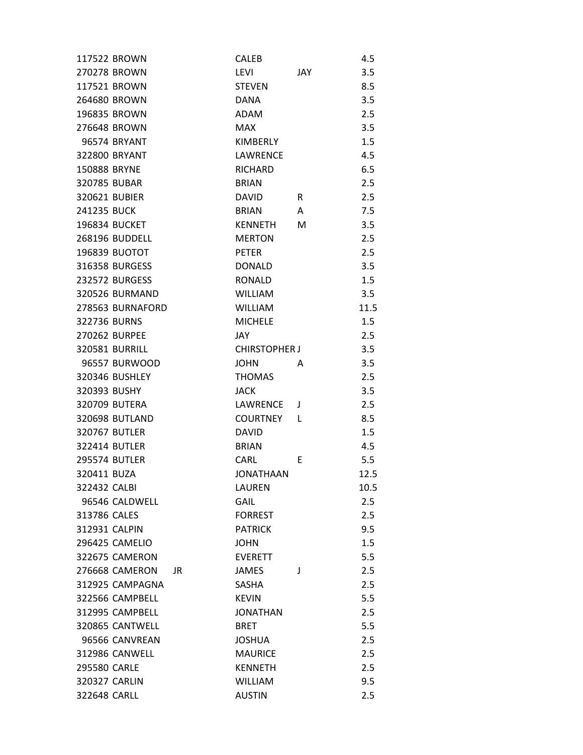| | | | | | |
|---|---|---|---|---|---|
| 117522 | BROWN | | CALEB | | 4.5 |
| 270278 | BROWN | | LEVI | JAY | 3.5 |
| 117521 | BROWN | | STEVEN | | 8.5 |
| 264680 | BROWN | | DANA | | 3.5 |
| 196835 | BROWN | | ADAM | | 2.5 |
| 276648 | BROWN | | MAX | | 3.5 |
| 96574 | BRYANT | | KIMBERLY | | 1.5 |
| 322800 | BRYANT | | LAWRENCE | | 4.5 |
| 150888 | BRYNE | | RICHARD | | 6.5 |
| 320785 | BUBAR | | BRIAN | | 2.5 |
| 320621 | BUBIER | | DAVID | R | 2.5 |
| 241235 | BUCK | | BRIAN | A | 7.5 |
| 196834 | BUCKET | | KENNETH | M | 3.5 |
| 268196 | BUDDELL | | MERTON | | 2.5 |
| 196839 | BUOTOT | | PETER | | 2.5 |
| 316358 | BURGESS | | DONALD | | 3.5 |
| 232572 | BURGESS | | RONALD | | 1.5 |
| 320526 | BURMAND | | WILLIAM | | 3.5 |
| 278563 | BURNAFORD | | WILLIAM | | 11.5 |
| 322736 | BURNS | | MICHELE | | 1.5 |
| 270262 | BURPEE | | JAY | | 2.5 |
| 320581 | BURRILL | | CHIRSTOPHER | J | 3.5 |
| 96557 | BURWOOD | | JOHN | A | 3.5 |
| 320346 | BUSHLEY | | THOMAS | | 2.5 |
| 320393 | BUSHY | | JACK | | 3.5 |
| 320709 | BUTERA | | LAWRENCE | J | 2.5 |
| 320698 | BUTLAND | | COURTNEY | L | 8.5 |
| 320767 | BUTLER | | DAVID | | 1.5 |
| 322414 | BUTLER | | BRIAN | | 4.5 |
| 295574 | BUTLER | | CARL | E | 5.5 |
| 320411 | BUZA | | JONATHAAN | | 12.5 |
| 322432 | CALBI | | LAUREN | | 10.5 |
| 96546 | CALDWELL | | GAIL | | 2.5 |
| 313786 | CALES | | FORREST | | 2.5 |
| 312931 | CALPIN | | PATRICK | | 9.5 |
| 296425 | CAMELIO | | JOHN | | 1.5 |
| 322675 | CAMERON | | EVERETT | | 5.5 |
| 276668 | CAMERON | JR | JAMES | J | 2.5 |
| 312925 | CAMPAGNA | | SASHA | | 2.5 |
| 322566 | CAMPBELL | | KEVIN | | 5.5 |
| 312995 | CAMPBELL | | JONATHAN | | 2.5 |
| 320865 | CANTWELL | | BRET | | 5.5 |
| 96566 | CANVREAN | | JOSHUA | | 2.5 |
| 312986 | CANWELL | | MAURICE | | 2.5 |
| 295580 | CARLE | | KENNETH | | 2.5 |
| 320327 | CARLIN | | WILLIAM | | 9.5 |
| 322648 | CARLL | | AUSTIN | | 2.5 |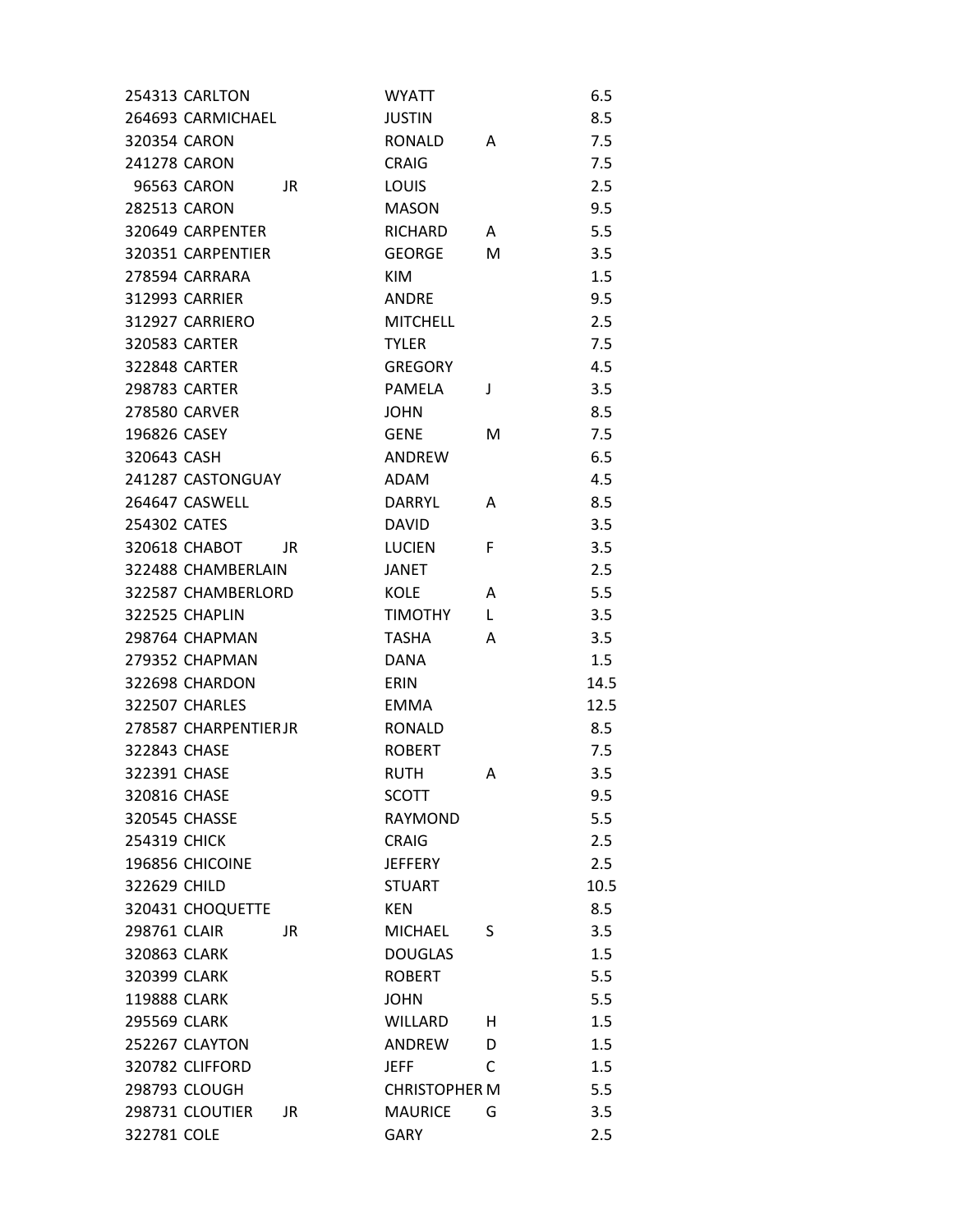| | | | | | |
|---|---|---|---|---|---|
| 254313 | CARLTON | | WYATT | | 6.5 |
| 264693 | CARMICHAEL | | JUSTIN | | 8.5 |
| 320354 | CARON | | RONALD | A | 7.5 |
| 241278 | CARON | | CRAIG | | 7.5 |
| 96563 | CARON | JR | LOUIS | | 2.5 |
| 282513 | CARON | | MASON | | 9.5 |
| 320649 | CARPENTER | | RICHARD | A | 5.5 |
| 320351 | CARPENTIER | | GEORGE | M | 3.5 |
| 278594 | CARRARA | | KIM | | 1.5 |
| 312993 | CARRIER | | ANDRE | | 9.5 |
| 312927 | CARRIERO | | MITCHELL | | 2.5 |
| 320583 | CARTER | | TYLER | | 7.5 |
| 322848 | CARTER | | GREGORY | | 4.5 |
| 298783 | CARTER | | PAMELA | J | 3.5 |
| 278580 | CARVER | | JOHN | | 8.5 |
| 196826 | CASEY | | GENE | M | 7.5 |
| 320643 | CASH | | ANDREW | | 6.5 |
| 241287 | CASTONGUAY | | ADAM | | 4.5 |
| 264647 | CASWELL | | DARRYL | A | 8.5 |
| 254302 | CATES | | DAVID | | 3.5 |
| 320618 | CHABOT | JR | LUCIEN | F | 3.5 |
| 322488 | CHAMBERLAIN | | JANET | | 2.5 |
| 322587 | CHAMBERLORD | | KOLE | A | 5.5 |
| 322525 | CHAPLIN | | TIMOTHY | L | 3.5 |
| 298764 | CHAPMAN | | TASHA | A | 3.5 |
| 279352 | CHAPMAN | | DANA | | 1.5 |
| 322698 | CHARDON | | ERIN | | 14.5 |
| 322507 | CHARLES | | EMMA | | 12.5 |
| 278587 | CHARPENTIER | JR | RONALD | | 8.5 |
| 322843 | CHASE | | ROBERT | | 7.5 |
| 322391 | CHASE | | RUTH | A | 3.5 |
| 320816 | CHASE | | SCOTT | | 9.5 |
| 320545 | CHASSE | | RAYMOND | | 5.5 |
| 254319 | CHICK | | CRAIG | | 2.5 |
| 196856 | CHICOINE | | JEFFERY | | 2.5 |
| 322629 | CHILD | | STUART | | 10.5 |
| 320431 | CHOQUETTE | | KEN | | 8.5 |
| 298761 | CLAIR | JR | MICHAEL | S | 3.5 |
| 320863 | CLARK | | DOUGLAS | | 1.5 |
| 320399 | CLARK | | ROBERT | | 5.5 |
| 119888 | CLARK | | JOHN | | 5.5 |
| 295569 | CLARK | | WILLARD | H | 1.5 |
| 252267 | CLAYTON | | ANDREW | D | 1.5 |
| 320782 | CLIFFORD | | JEFF | C | 1.5 |
| 298793 | CLOUGH | | CHRISTOPHER | M | 5.5 |
| 298731 | CLOUTIER | JR | MAURICE | G | 3.5 |
| 322781 | COLE | | GARY | | 2.5 |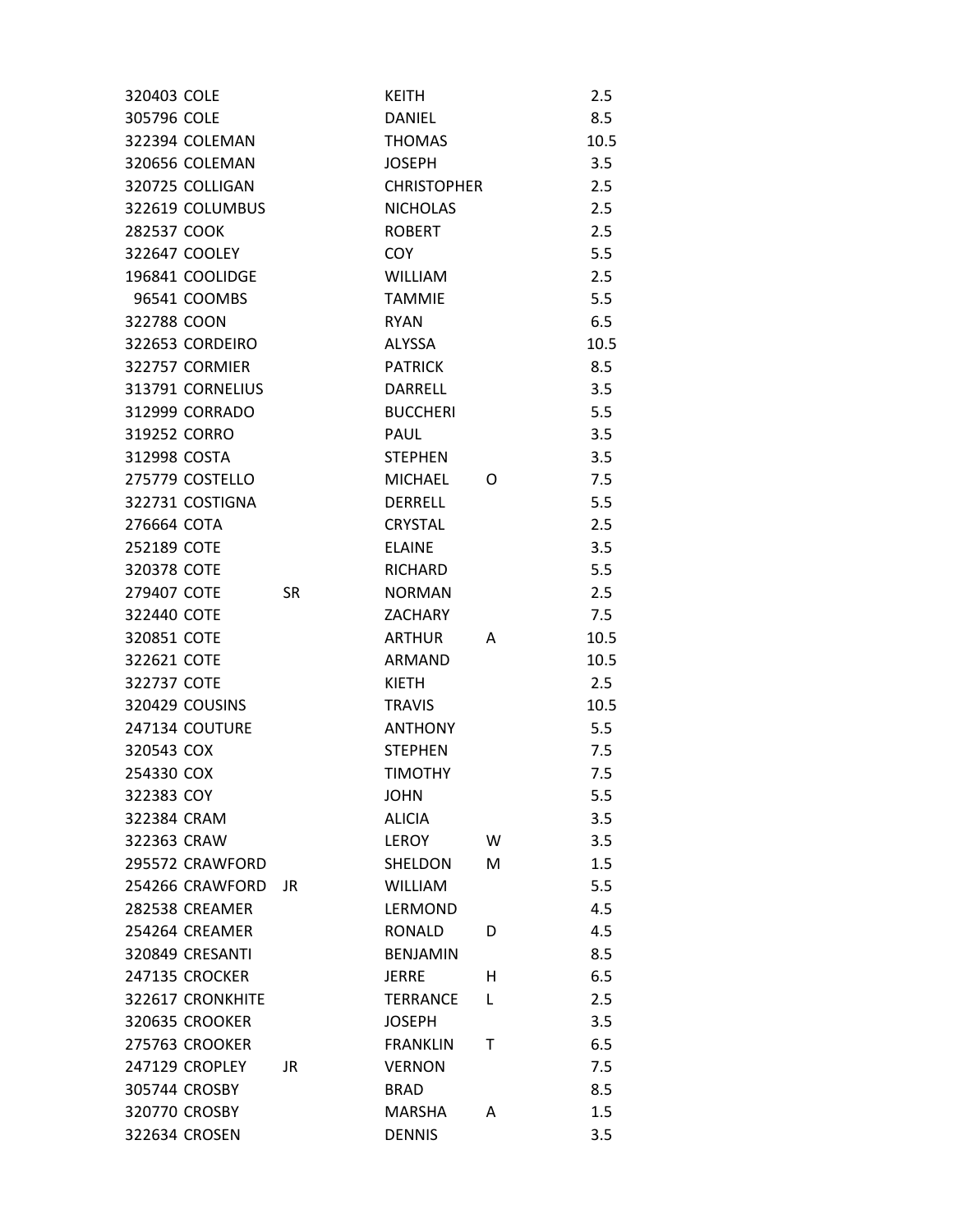| | | | | | |
|---|---|---|---|---|---|
| 320403 | COLE | | KEITH | | 2.5 |
| 305796 | COLE | | DANIEL | | 8.5 |
| 322394 | COLEMAN | | THOMAS | | 10.5 |
| 320656 | COLEMAN | | JOSEPH | | 3.5 |
| 320725 | COLLIGAN | | CHRISTOPHER | | 2.5 |
| 322619 | COLUMBUS | | NICHOLAS | | 2.5 |
| 282537 | COOK | | ROBERT | | 2.5 |
| 322647 | COOLEY | | COY | | 5.5 |
| 196841 | COOLIDGE | | WILLIAM | | 2.5 |
| 96541 | COOMBS | | TAMMIE | | 5.5 |
| 322788 | COON | | RYAN | | 6.5 |
| 322653 | CORDEIRO | | ALYSSA | | 10.5 |
| 322757 | CORMIER | | PATRICK | | 8.5 |
| 313791 | CORNELIUS | | DARRELL | | 3.5 |
| 312999 | CORRADO | | BUCCHERI | | 5.5 |
| 319252 | CORRO | | PAUL | | 3.5 |
| 312998 | COSTA | | STEPHEN | | 3.5 |
| 275779 | COSTELLO | | MICHAEL | O | 7.5 |
| 322731 | COSTIGNA | | DERRELL | | 5.5 |
| 276664 | COTA | | CRYSTAL | | 2.5 |
| 252189 | COTE | | ELAINE | | 3.5 |
| 320378 | COTE | | RICHARD | | 5.5 |
| 279407 | COTE | SR | NORMAN | | 2.5 |
| 322440 | COTE | | ZACHARY | | 7.5 |
| 320851 | COTE | | ARTHUR | A | 10.5 |
| 322621 | COTE | | ARMAND | | 10.5 |
| 322737 | COTE | | KIETH | | 2.5 |
| 320429 | COUSINS | | TRAVIS | | 10.5 |
| 247134 | COUTURE | | ANTHONY | | 5.5 |
| 320543 | COX | | STEPHEN | | 7.5 |
| 254330 | COX | | TIMOTHY | | 7.5 |
| 322383 | COY | | JOHN | | 5.5 |
| 322384 | CRAM | | ALICIA | | 3.5 |
| 322363 | CRAW | | LEROY | W | 3.5 |
| 295572 | CRAWFORD | | SHELDON | M | 1.5 |
| 254266 | CRAWFORD | JR | WILLIAM | | 5.5 |
| 282538 | CREAMER | | LERMOND | | 4.5 |
| 254264 | CREAMER | | RONALD | D | 4.5 |
| 320849 | CRESANTI | | BENJAMIN | | 8.5 |
| 247135 | CROCKER | | JERRE | H | 6.5 |
| 322617 | CRONKHITE | | TERRANCE | L | 2.5 |
| 320635 | CROOKER | | JOSEPH | | 3.5 |
| 275763 | CROOKER | | FRANKLIN | T | 6.5 |
| 247129 | CROPLEY | JR | VERNON | | 7.5 |
| 305744 | CROSBY | | BRAD | | 8.5 |
| 320770 | CROSBY | | MARSHA | A | 1.5 |
| 322634 | CROSEN | | DENNIS | | 3.5 |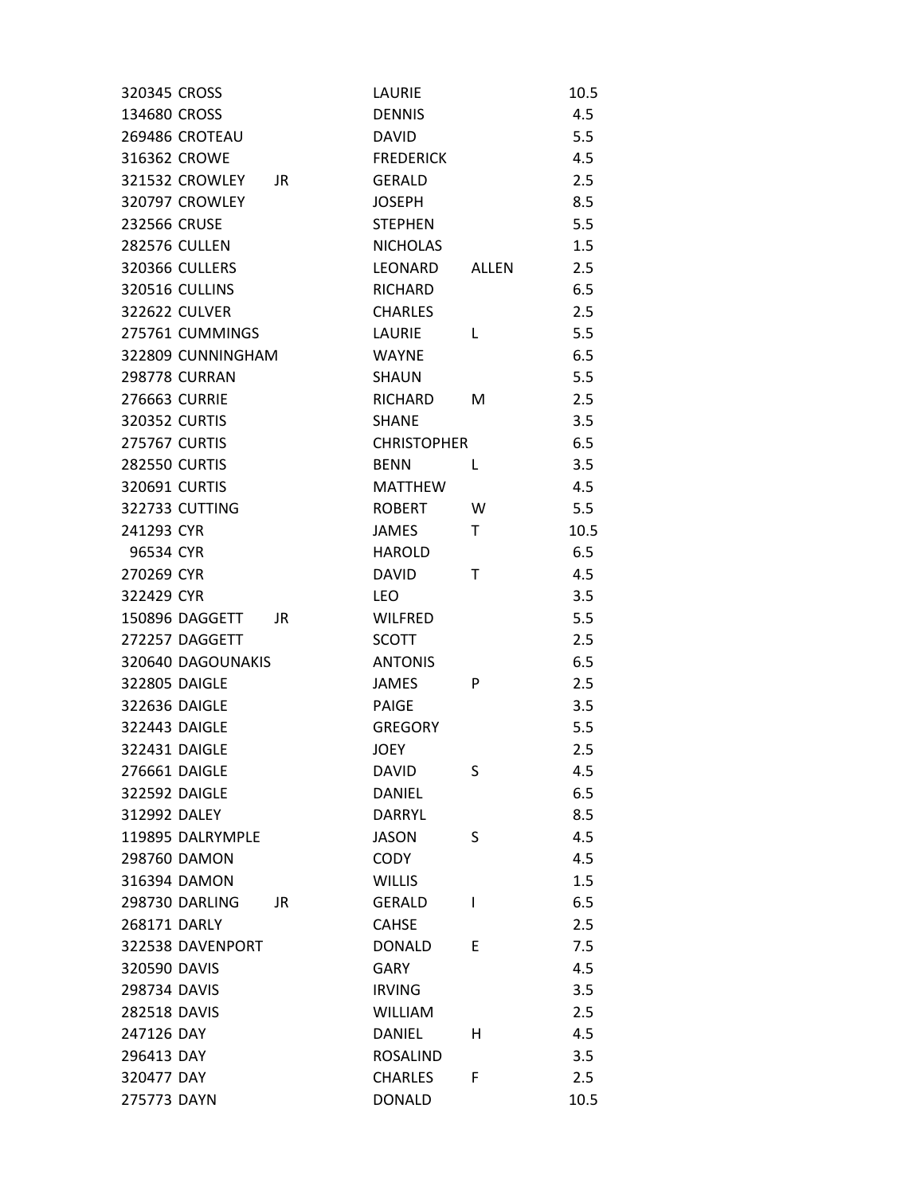| | | | | | |
|---|---|---|---|---|---|
| 320345 | CROSS | | LAURIE | | 10.5 |
| 134680 | CROSS | | DENNIS | | 4.5 |
| 269486 | CROTEAU | | DAVID | | 5.5 |
| 316362 | CROWE | | FREDERICK | | 4.5 |
| 321532 | CROWLEY | JR | GERALD | | 2.5 |
| 320797 | CROWLEY | | JOSEPH | | 8.5 |
| 232566 | CRUSE | | STEPHEN | | 5.5 |
| 282576 | CULLEN | | NICHOLAS | | 1.5 |
| 320366 | CULLERS | | LEONARD | ALLEN | 2.5 |
| 320516 | CULLINS | | RICHARD | | 6.5 |
| 322622 | CULVER | | CHARLES | | 2.5 |
| 275761 | CUMMINGS | | LAURIE | L | 5.5 |
| 322809 | CUNNINGHAM | | WAYNE | | 6.5 |
| 298778 | CURRAN | | SHAUN | | 5.5 |
| 276663 | CURRIE | | RICHARD | M | 2.5 |
| 320352 | CURTIS | | SHANE | | 3.5 |
| 275767 | CURTIS | | CHRISTOPHER | | 6.5 |
| 282550 | CURTIS | | BENN | L | 3.5 |
| 320691 | CURTIS | | MATTHEW | | 4.5 |
| 322733 | CUTTING | | ROBERT | W | 5.5 |
| 241293 | CYR | | JAMES | T | 10.5 |
| 96534 | CYR | | HAROLD | | 6.5 |
| 270269 | CYR | | DAVID | T | 4.5 |
| 322429 | CYR | | LEO | | 3.5 |
| 150896 | DAGGETT | JR | WILFRED | | 5.5 |
| 272257 | DAGGETT | | SCOTT | | 2.5 |
| 320640 | DAGOUNAKIS | | ANTONIS | | 6.5 |
| 322805 | DAIGLE | | JAMES | P | 2.5 |
| 322636 | DAIGLE | | PAIGE | | 3.5 |
| 322443 | DAIGLE | | GREGORY | | 5.5 |
| 322431 | DAIGLE | | JOEY | | 2.5 |
| 276661 | DAIGLE | | DAVID | S | 4.5 |
| 322592 | DAIGLE | | DANIEL | | 6.5 |
| 312992 | DALEY | | DARRYL | | 8.5 |
| 119895 | DALRYMPLE | | JASON | S | 4.5 |
| 298760 | DAMON | | CODY | | 4.5 |
| 316394 | DAMON | | WILLIS | | 1.5 |
| 298730 | DARLING | JR | GERALD | I | 6.5 |
| 268171 | DARLY | | CAHSE | | 2.5 |
| 322538 | DAVENPORT | | DONALD | E | 7.5 |
| 320590 | DAVIS | | GARY | | 4.5 |
| 298734 | DAVIS | | IRVING | | 3.5 |
| 282518 | DAVIS | | WILLIAM | | 2.5 |
| 247126 | DAY | | DANIEL | H | 4.5 |
| 296413 | DAY | | ROSALIND | | 3.5 |
| 320477 | DAY | | CHARLES | F | 2.5 |
| 275773 | DAYN | | DONALD | | 10.5 |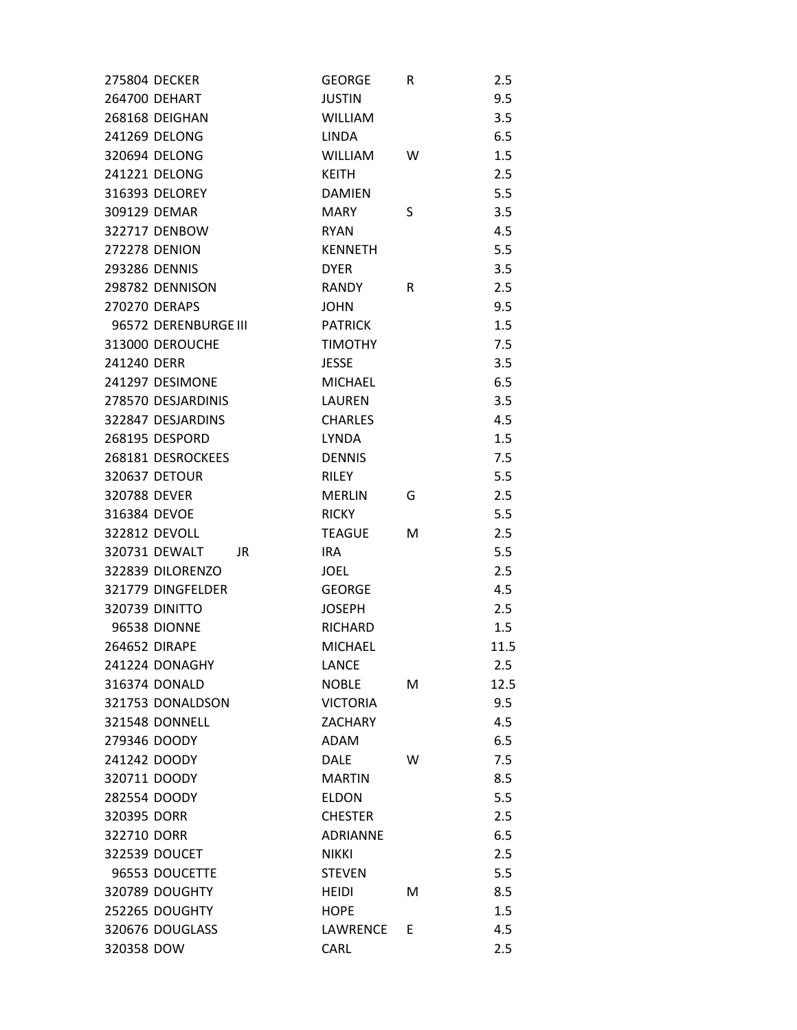| | | | | |
|---|---|---|---|---|
| 275804 | DECKER | GEORGE | R | 2.5 |
| 264700 | DEHART | JUSTIN | | 9.5 |
| 268168 | DEIGHAN | WILLIAM | | 3.5 |
| 241269 | DELONG | LINDA | | 6.5 |
| 320694 | DELONG | WILLIAM | W | 1.5 |
| 241221 | DELONG | KEITH | | 2.5 |
| 316393 | DELOREY | DAMIEN | | 5.5 |
| 309129 | DEMAR | MARY | S | 3.5 |
| 322717 | DENBOW | RYAN | | 4.5 |
| 272278 | DENION | KENNETH | | 5.5 |
| 293286 | DENNIS | DYER | | 3.5 |
| 298782 | DENNISON | RANDY | R | 2.5 |
| 270270 | DERAPS | JOHN | | 9.5 |
| 96572 | DERENBURGE III | PATRICK | | 1.5 |
| 313000 | DEROUCHE | TIMOTHY | | 7.5 |
| 241240 | DERR | JESSE | | 3.5 |
| 241297 | DESIMONE | MICHAEL | | 6.5 |
| 278570 | DESJARDINIS | LAUREN | | 3.5 |
| 322847 | DESJARDINS | CHARLES | | 4.5 |
| 268195 | DESPORD | LYNDA | | 1.5 |
| 268181 | DESROCKEES | DENNIS | | 7.5 |
| 320637 | DETOUR | RILEY | | 5.5 |
| 320788 | DEVER | MERLIN | G | 2.5 |
| 316384 | DEVOE | RICKY | | 5.5 |
| 322812 | DEVOLL | TEAGUE | M | 2.5 |
| 320731 | DEWALT JR | IRA | | 5.5 |
| 322839 | DILORENZO | JOEL | | 2.5 |
| 321779 | DINGFELDER | GEORGE | | 4.5 |
| 320739 | DINITTO | JOSEPH | | 2.5 |
| 96538 | DIONNE | RICHARD | | 1.5 |
| 264652 | DIRAPE | MICHAEL | | 11.5 |
| 241224 | DONAGHY | LANCE | | 2.5 |
| 316374 | DONALD | NOBLE | M | 12.5 |
| 321753 | DONALDSON | VICTORIA | | 9.5 |
| 321548 | DONNELL | ZACHARY | | 4.5 |
| 279346 | DOODY | ADAM | | 6.5 |
| 241242 | DOODY | DALE | W | 7.5 |
| 320711 | DOODY | MARTIN | | 8.5 |
| 282554 | DOODY | ELDON | | 5.5 |
| 320395 | DORR | CHESTER | | 2.5 |
| 322710 | DORR | ADRIANNE | | 6.5 |
| 322539 | DOUCET | NIKKI | | 2.5 |
| 96553 | DOUCETTE | STEVEN | | 5.5 |
| 320789 | DOUGHTY | HEIDI | M | 8.5 |
| 252265 | DOUGHTY | HOPE | | 1.5 |
| 320676 | DOUGLASS | LAWRENCE | E | 4.5 |
| 320358 | DOW | CARL | | 2.5 |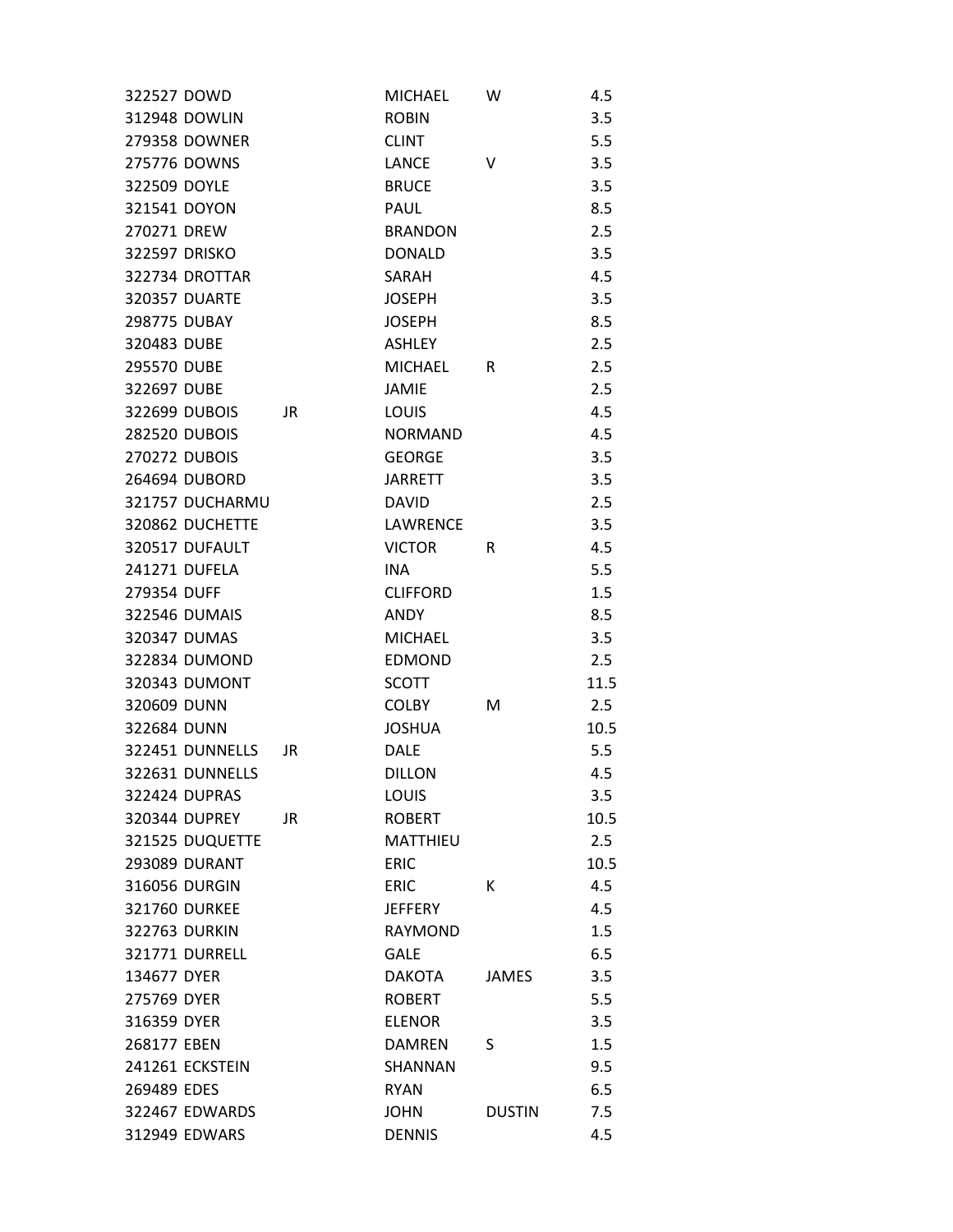| | | | | | |
|---|---|---|---|---|---|
| 322527 | DOWD | | MICHAEL | W | 4.5 |
| 312948 | DOWLIN | | ROBIN | | 3.5 |
| 279358 | DOWNER | | CLINT | | 5.5 |
| 275776 | DOWNS | | LANCE | V | 3.5 |
| 322509 | DOYLE | | BRUCE | | 3.5 |
| 321541 | DOYON | | PAUL | | 8.5 |
| 270271 | DREW | | BRANDON | | 2.5 |
| 322597 | DRISKO | | DONALD | | 3.5 |
| 322734 | DROTTAR | | SARAH | | 4.5 |
| 320357 | DUARTE | | JOSEPH | | 3.5 |
| 298775 | DUBAY | | JOSEPH | | 8.5 |
| 320483 | DUBE | | ASHLEY | | 2.5 |
| 295570 | DUBE | | MICHAEL | R | 2.5 |
| 322697 | DUBE | | JAMIE | | 2.5 |
| 322699 | DUBOIS | JR | LOUIS | | 4.5 |
| 282520 | DUBOIS | | NORMAND | | 4.5 |
| 270272 | DUBOIS | | GEORGE | | 3.5 |
| 264694 | DUBORD | | JARRETT | | 3.5 |
| 321757 | DUCHARMU | | DAVID | | 2.5 |
| 320862 | DUCHETTE | | LAWRENCE | | 3.5 |
| 320517 | DUFAULT | | VICTOR | R | 4.5 |
| 241271 | DUFELA | | INA | | 5.5 |
| 279354 | DUFF | | CLIFFORD | | 1.5 |
| 322546 | DUMAIS | | ANDY | | 8.5 |
| 320347 | DUMAS | | MICHAEL | | 3.5 |
| 322834 | DUMOND | | EDMOND | | 2.5 |
| 320343 | DUMONT | | SCOTT | | 11.5 |
| 320609 | DUNN | | COLBY | M | 2.5 |
| 322684 | DUNN | | JOSHUA | | 10.5 |
| 322451 | DUNNELLS | JR | DALE | | 5.5 |
| 322631 | DUNNELLS | | DILLON | | 4.5 |
| 322424 | DUPRAS | | LOUIS | | 3.5 |
| 320344 | DUPREY | JR | ROBERT | | 10.5 |
| 321525 | DUQUETTE | | MATTHIEU | | 2.5 |
| 293089 | DURANT | | ERIC | | 10.5 |
| 316056 | DURGIN | | ERIC | K | 4.5 |
| 321760 | DURKEE | | JEFFERY | | 4.5 |
| 322763 | DURKIN | | RAYMOND | | 1.5 |
| 321771 | DURRELL | | GALE | | 6.5 |
| 134677 | DYER | | DAKOTA | JAMES | 3.5 |
| 275769 | DYER | | ROBERT | | 5.5 |
| 316359 | DYER | | ELENOR | | 3.5 |
| 268177 | EBEN | | DAMREN | S | 1.5 |
| 241261 | ECKSTEIN | | SHANNAN | | 9.5 |
| 269489 | EDES | | RYAN | | 6.5 |
| 322467 | EDWARDS | | JOHN | DUSTIN | 7.5 |
| 312949 | EDWARS | | DENNIS | | 4.5 |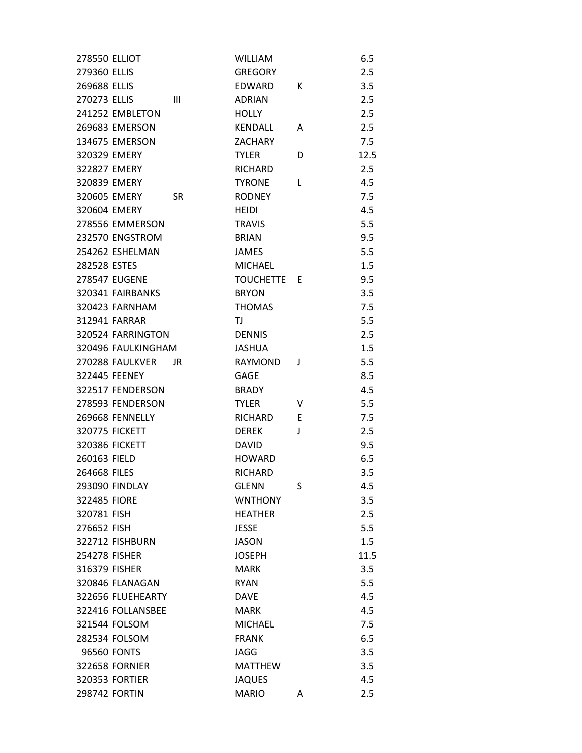| | | | | | |
|---|---|---|---|---|---|
| 278550 | ELLIOT | | WILLIAM | | 6.5 |
| 279360 | ELLIS | | GREGORY | | 2.5 |
| 269688 | ELLIS | | EDWARD | K | 3.5 |
| 270273 | ELLIS | III | ADRIAN | | 2.5 |
| 241252 | EMBLETON | | HOLLY | | 2.5 |
| 269683 | EMERSON | | KENDALL | A | 2.5 |
| 134675 | EMERSON | | ZACHARY | | 7.5 |
| 320329 | EMERY | | TYLER | D | 12.5 |
| 322827 | EMERY | | RICHARD | | 2.5 |
| 320839 | EMERY | | TYRONE | L | 4.5 |
| 320605 | EMERY | SR | RODNEY | | 7.5 |
| 320604 | EMERY | | HEIDI | | 4.5 |
| 278556 | EMMERSON | | TRAVIS | | 5.5 |
| 232570 | ENGSTROM | | BRIAN | | 9.5 |
| 254262 | ESHELMAN | | JAMES | | 5.5 |
| 282528 | ESTES | | MICHAEL | | 1.5 |
| 278547 | EUGENE | | TOUCHETTE | E | 9.5 |
| 320341 | FAIRBANKS | | BRYON | | 3.5 |
| 320423 | FARNHAM | | THOMAS | | 7.5 |
| 312941 | FARRAR | | TJ | | 5.5 |
| 320524 | FARRINGTON | | DENNIS | | 2.5 |
| 320496 | FAULKINGHAM | | JASHUA | | 1.5 |
| 270288 | FAULKVER | JR | RAYMOND | J | 5.5 |
| 322445 | FEENEY | | GAGE | | 8.5 |
| 322517 | FENDERSON | | BRADY | | 4.5 |
| 278593 | FENDERSON | | TYLER | V | 5.5 |
| 269668 | FENNELLY | | RICHARD | E | 7.5 |
| 320775 | FICKETT | | DEREK | J | 2.5 |
| 320386 | FICKETT | | DAVID | | 9.5 |
| 260163 | FIELD | | HOWARD | | 6.5 |
| 264668 | FILES | | RICHARD | | 3.5 |
| 293090 | FINDLAY | | GLENN | S | 4.5 |
| 322485 | FIORE | | WNTHONY | | 3.5 |
| 320781 | FISH | | HEATHER | | 2.5 |
| 276652 | FISH | | JESSE | | 5.5 |
| 322712 | FISHBURN | | JASON | | 1.5 |
| 254278 | FISHER | | JOSEPH | | 11.5 |
| 316379 | FISHER | | MARK | | 3.5 |
| 320846 | FLANAGAN | | RYAN | | 5.5 |
| 322656 | FLUEHEARTY | | DAVE | | 4.5 |
| 322416 | FOLLANSBEE | | MARK | | 4.5 |
| 321544 | FOLSOM | | MICHAEL | | 7.5 |
| 282534 | FOLSOM | | FRANK | | 6.5 |
| 96560 | FONTS | | JAGG | | 3.5 |
| 322658 | FORNIER | | MATTHEW | | 3.5 |
| 320353 | FORTIER | | JAQUES | | 4.5 |
| 298742 | FORTIN | | MARIO | A | 2.5 |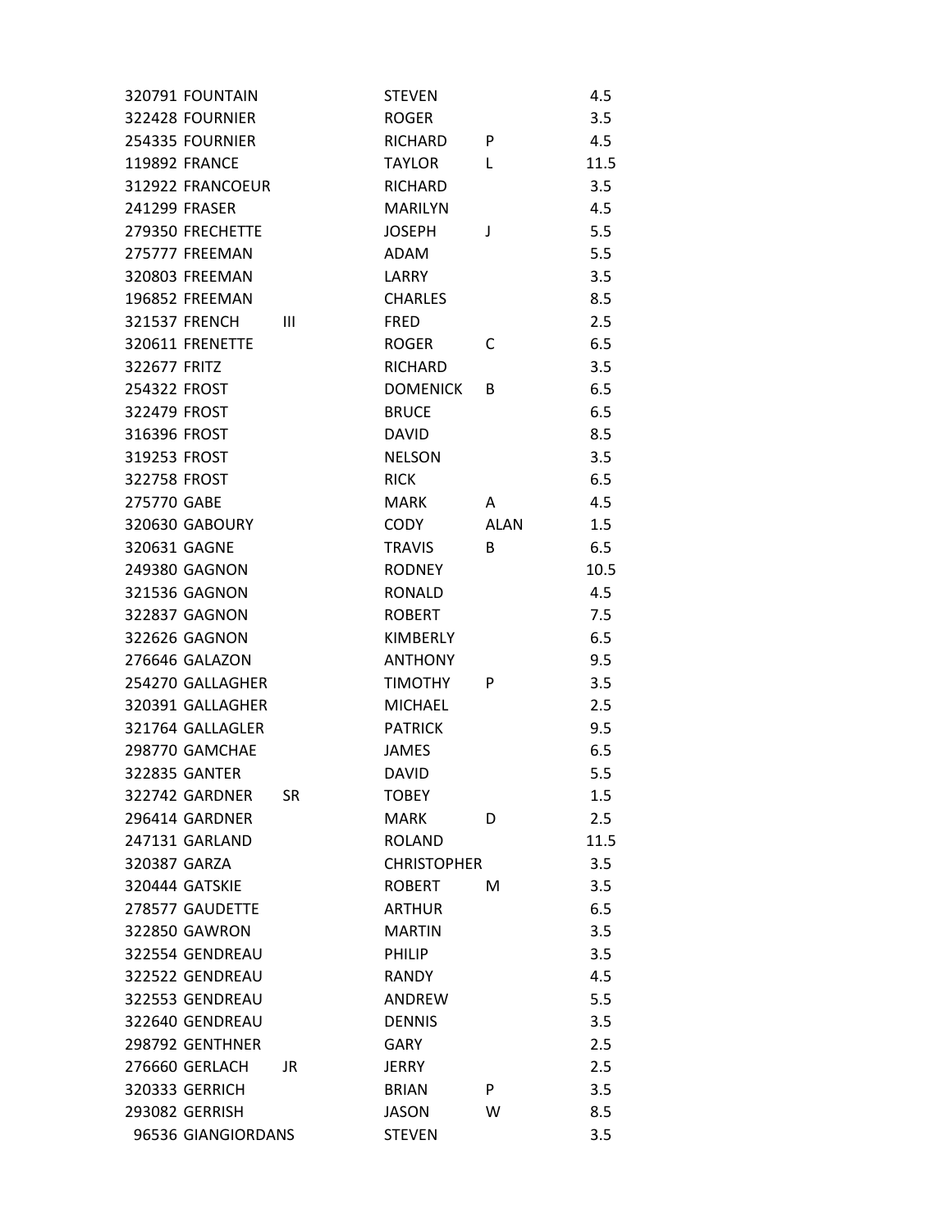| | | | | | |
|---|---|---|---|---|---|
| 320791 | FOUNTAIN | | STEVEN | | 4.5 |
| 322428 | FOURNIER | | ROGER | | 3.5 |
| 254335 | FOURNIER | | RICHARD | P | 4.5 |
| 119892 | FRANCE | | TAYLOR | L | 11.5 |
| 312922 | FRANCOEUR | | RICHARD | | 3.5 |
| 241299 | FRASER | | MARILYN | | 4.5 |
| 279350 | FRECHETTE | | JOSEPH | J | 5.5 |
| 275777 | FREEMAN | | ADAM | | 5.5 |
| 320803 | FREEMAN | | LARRY | | 3.5 |
| 196852 | FREEMAN | | CHARLES | | 8.5 |
| 321537 | FRENCH | III | FRED | | 2.5 |
| 320611 | FRENETTE | | ROGER | C | 6.5 |
| 322677 | FRITZ | | RICHARD | | 3.5 |
| 254322 | FROST | | DOMENICK | B | 6.5 |
| 322479 | FROST | | BRUCE | | 6.5 |
| 316396 | FROST | | DAVID | | 8.5 |
| 319253 | FROST | | NELSON | | 3.5 |
| 322758 | FROST | | RICK | | 6.5 |
| 275770 | GABE | | MARK | A | 4.5 |
| 320630 | GABOURY | | CODY | ALAN | 1.5 |
| 320631 | GAGNE | | TRAVIS | B | 6.5 |
| 249380 | GAGNON | | RODNEY | | 10.5 |
| 321536 | GAGNON | | RONALD | | 4.5 |
| 322837 | GAGNON | | ROBERT | | 7.5 |
| 322626 | GAGNON | | KIMBERLY | | 6.5 |
| 276646 | GALAZON | | ANTHONY | | 9.5 |
| 254270 | GALLAGHER | | TIMOTHY | P | 3.5 |
| 320391 | GALLAGHER | | MICHAEL | | 2.5 |
| 321764 | GALLAGLER | | PATRICK | | 9.5 |
| 298770 | GAMCHAE | | JAMES | | 6.5 |
| 322835 | GANTER | | DAVID | | 5.5 |
| 322742 | GARDNER | SR | TOBEY | | 1.5 |
| 296414 | GARDNER | | MARK | D | 2.5 |
| 247131 | GARLAND | | ROLAND | | 11.5 |
| 320387 | GARZA | | CHRISTOPHER | | 3.5 |
| 320444 | GATSKIE | | ROBERT | M | 3.5 |
| 278577 | GAUDETTE | | ARTHUR | | 6.5 |
| 322850 | GAWRON | | MARTIN | | 3.5 |
| 322554 | GENDREAU | | PHILIP | | 3.5 |
| 322522 | GENDREAU | | RANDY | | 4.5 |
| 322553 | GENDREAU | | ANDREW | | 5.5 |
| 322640 | GENDREAU | | DENNIS | | 3.5 |
| 298792 | GENTHNER | | GARY | | 2.5 |
| 276660 | GERLACH | JR | JERRY | | 2.5 |
| 320333 | GERRICH | | BRIAN | P | 3.5 |
| 293082 | GERRISH | | JASON | W | 8.5 |
| 96536 | GIANGIORDANS | | STEVEN | | 3.5 |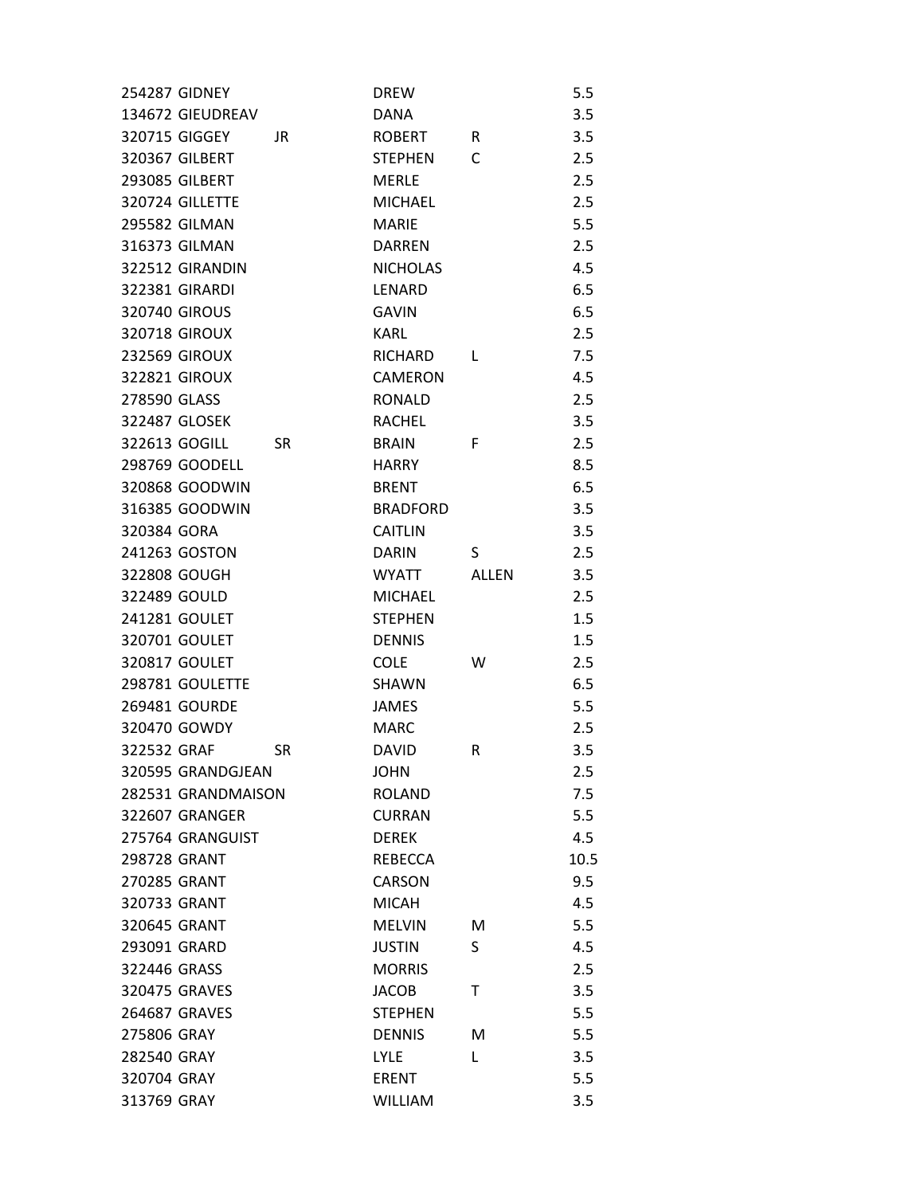| | | | | | |
|---|---|---|---|---|---|
| 254287 | GIDNEY | | DREW | | 5.5 |
| 134672 | GIEUDREAV | | DANA | | 3.5 |
| 320715 | GIGGEY | JR | ROBERT | R | 3.5 |
| 320367 | GILBERT | | STEPHEN | C | 2.5 |
| 293085 | GILBERT | | MERLE | | 2.5 |
| 320724 | GILLETTE | | MICHAEL | | 2.5 |
| 295582 | GILMAN | | MARIE | | 5.5 |
| 316373 | GILMAN | | DARREN | | 2.5 |
| 322512 | GIRANDIN | | NICHOLAS | | 4.5 |
| 322381 | GIRARDI | | LENARD | | 6.5 |
| 320740 | GIROUS | | GAVIN | | 6.5 |
| 320718 | GIROUX | | KARL | | 2.5 |
| 232569 | GIROUX | | RICHARD | L | 7.5 |
| 322821 | GIROUX | | CAMERON | | 4.5 |
| 278590 | GLASS | | RONALD | | 2.5 |
| 322487 | GLOSEK | | RACHEL | | 3.5 |
| 322613 | GOGILL | SR | BRAIN | F | 2.5 |
| 298769 | GOODELL | | HARRY | | 8.5 |
| 320868 | GOODWIN | | BRENT | | 6.5 |
| 316385 | GOODWIN | | BRADFORD | | 3.5 |
| 320384 | GORA | | CAITLIN | | 3.5 |
| 241263 | GOSTON | | DARIN | S | 2.5 |
| 322808 | GOUGH | | WYATT | ALLEN | 3.5 |
| 322489 | GOULD | | MICHAEL | | 2.5 |
| 241281 | GOULET | | STEPHEN | | 1.5 |
| 320701 | GOULET | | DENNIS | | 1.5 |
| 320817 | GOULET | | COLE | W | 2.5 |
| 298781 | GOULETTE | | SHAWN | | 6.5 |
| 269481 | GOURDE | | JAMES | | 5.5 |
| 320470 | GOWDY | | MARC | | 2.5 |
| 322532 | GRAF | SR | DAVID | R | 3.5 |
| 320595 | GRANDGJEAN | | JOHN | | 2.5 |
| 282531 | GRANDMAISON | | ROLAND | | 7.5 |
| 322607 | GRANGER | | CURRAN | | 5.5 |
| 275764 | GRANGUIST | | DEREK | | 4.5 |
| 298728 | GRANT | | REBECCA | | 10.5 |
| 270285 | GRANT | | CARSON | | 9.5 |
| 320733 | GRANT | | MICAH | | 4.5 |
| 320645 | GRANT | | MELVIN | M | 5.5 |
| 293091 | GRARD | | JUSTIN | S | 4.5 |
| 322446 | GRASS | | MORRIS | | 2.5 |
| 320475 | GRAVES | | JACOB | T | 3.5 |
| 264687 | GRAVES | | STEPHEN | | 5.5 |
| 275806 | GRAY | | DENNIS | M | 5.5 |
| 282540 | GRAY | | LYLE | L | 3.5 |
| 320704 | GRAY | | ERENT | | 5.5 |
| 313769 | GRAY | | WILLIAM | | 3.5 |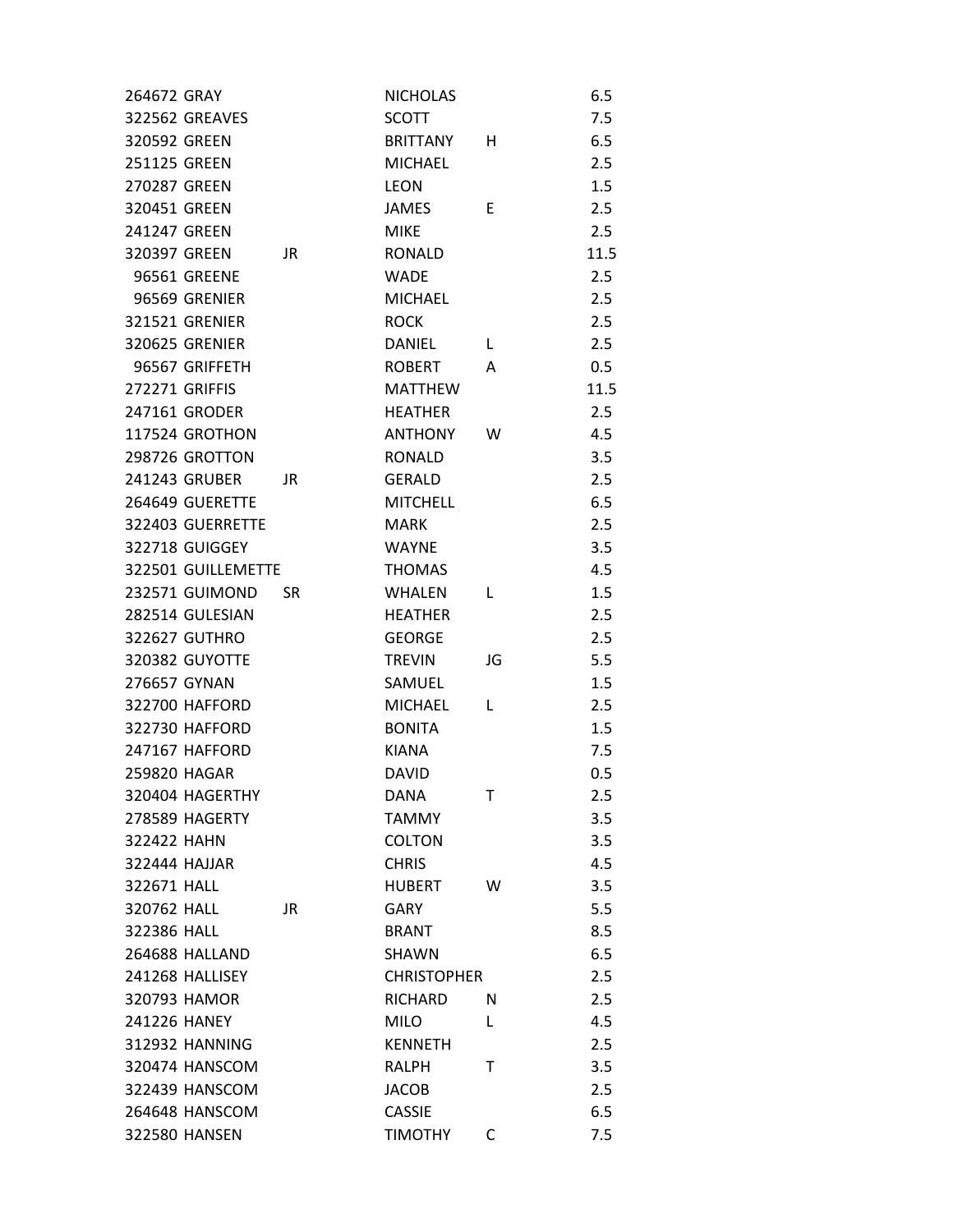| | | | | | |
|---|---|---|---|---|---|
| 264672 | GRAY | | NICHOLAS | | 6.5 |
| 322562 | GREAVES | | SCOTT | | 7.5 |
| 320592 | GREEN | | BRITTANY | H | 6.5 |
| 251125 | GREEN | | MICHAEL | | 2.5 |
| 270287 | GREEN | | LEON | | 1.5 |
| 320451 | GREEN | | JAMES | E | 2.5 |
| 241247 | GREEN | | MIKE | | 2.5 |
| 320397 | GREEN | JR | RONALD | | 11.5 |
| 96561 | GREENE | | WADE | | 2.5 |
| 96569 | GRENIER | | MICHAEL | | 2.5 |
| 321521 | GRENIER | | ROCK | | 2.5 |
| 320625 | GRENIER | | DANIEL | L | 2.5 |
| 96567 | GRIFFETH | | ROBERT | A | 0.5 |
| 272271 | GRIFFIS | | MATTHEW | | 11.5 |
| 247161 | GRODER | | HEATHER | | 2.5 |
| 117524 | GROTHON | | ANTHONY | W | 4.5 |
| 298726 | GROTTON | | RONALD | | 3.5 |
| 241243 | GRUBER | JR | GERALD | | 2.5 |
| 264649 | GUERETTE | | MITCHELL | | 6.5 |
| 322403 | GUERRETTE | | MARK | | 2.5 |
| 322718 | GUIGGEY | | WAYNE | | 3.5 |
| 322501 | GUILLEMETTE | | THOMAS | | 4.5 |
| 232571 | GUIMOND | SR | WHALEN | L | 1.5 |
| 282514 | GULESIAN | | HEATHER | | 2.5 |
| 322627 | GUTHRO | | GEORGE | | 2.5 |
| 320382 | GUYOTTE | | TREVIN | JG | 5.5 |
| 276657 | GYNAN | | SAMUEL | | 1.5 |
| 322700 | HAFFORD | | MICHAEL | L | 2.5 |
| 322730 | HAFFORD | | BONITA | | 1.5 |
| 247167 | HAFFORD | | KIANA | | 7.5 |
| 259820 | HAGAR | | DAVID | | 0.5 |
| 320404 | HAGERTHY | | DANA | T | 2.5 |
| 278589 | HAGERTY | | TAMMY | | 3.5 |
| 322422 | HAHN | | COLTON | | 3.5 |
| 322444 | HAJJAR | | CHRIS | | 4.5 |
| 322671 | HALL | | HUBERT | W | 3.5 |
| 320762 | HALL | JR | GARY | | 5.5 |
| 322386 | HALL | | BRANT | | 8.5 |
| 264688 | HALLAND | | SHAWN | | 6.5 |
| 241268 | HALLISEY | | CHRISTOPHER | | 2.5 |
| 320793 | HAMOR | | RICHARD | N | 2.5 |
| 241226 | HANEY | | MILO | L | 4.5 |
| 312932 | HANNING | | KENNETH | | 2.5 |
| 320474 | HANSCOM | | RALPH | T | 3.5 |
| 322439 | HANSCOM | | JACOB | | 2.5 |
| 264648 | HANSCOM | | CASSIE | | 6.5 |
| 322580 | HANSEN | | TIMOTHY | C | 7.5 |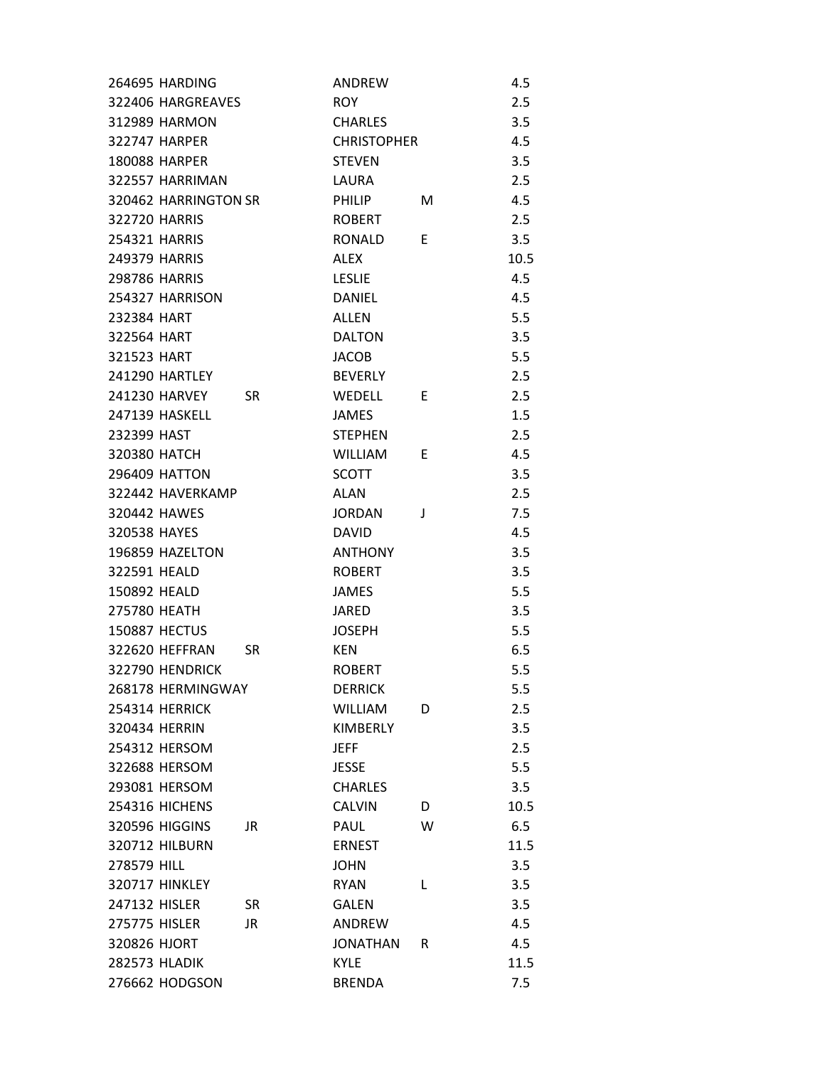| | | | | | |
|---|---|---|---|---|---|
| 264695 | HARDING | | ANDREW | | 4.5 |
| 322406 | HARGREAVES | | ROY | | 2.5 |
| 312989 | HARMON | | CHARLES | | 3.5 |
| 322747 | HARPER | | CHRISTOPHER | | 4.5 |
| 180088 | HARPER | | STEVEN | | 3.5 |
| 322557 | HARRIMAN | | LAURA | | 2.5 |
| 320462 | HARRINGTON SR | | PHILIP | M | 4.5 |
| 322720 | HARRIS | | ROBERT | | 2.5 |
| 254321 | HARRIS | | RONALD | E | 3.5 |
| 249379 | HARRIS | | ALEX | | 10.5 |
| 298786 | HARRIS | | LESLIE | | 4.5 |
| 254327 | HARRISON | | DANIEL | | 4.5 |
| 232384 | HART | | ALLEN | | 5.5 |
| 322564 | HART | | DALTON | | 3.5 |
| 321523 | HART | | JACOB | | 5.5 |
| 241290 | HARTLEY | | BEVERLY | | 2.5 |
| 241230 | HARVEY | SR | WEDELL | E | 2.5 |
| 247139 | HASKELL | | JAMES | | 1.5 |
| 232399 | HAST | | STEPHEN | | 2.5 |
| 320380 | HATCH | | WILLIAM | E | 4.5 |
| 296409 | HATTON | | SCOTT | | 3.5 |
| 322442 | HAVERKAMP | | ALAN | | 2.5 |
| 320442 | HAWES | | JORDAN | J | 7.5 |
| 320538 | HAYES | | DAVID | | 4.5 |
| 196859 | HAZELTON | | ANTHONY | | 3.5 |
| 322591 | HEALD | | ROBERT | | 3.5 |
| 150892 | HEALD | | JAMES | | 5.5 |
| 275780 | HEATH | | JARED | | 3.5 |
| 150887 | HECTUS | | JOSEPH | | 5.5 |
| 322620 | HEFFRAN | SR | KEN | | 6.5 |
| 322790 | HENDRICK | | ROBERT | | 5.5 |
| 268178 | HERMINGWAY | | DERRICK | | 5.5 |
| 254314 | HERRICK | | WILLIAM | D | 2.5 |
| 320434 | HERRIN | | KIMBERLY | | 3.5 |
| 254312 | HERSOM | | JEFF | | 2.5 |
| 322688 | HERSOM | | JESSE | | 5.5 |
| 293081 | HERSOM | | CHARLES | | 3.5 |
| 254316 | HICHENS | | CALVIN | D | 10.5 |
| 320596 | HIGGINS | JR | PAUL | W | 6.5 |
| 320712 | HILBURN | | ERNEST | | 11.5 |
| 278579 | HILL | | JOHN | | 3.5 |
| 320717 | HINKLEY | | RYAN | L | 3.5 |
| 247132 | HISLER | SR | GALEN | | 3.5 |
| 275775 | HISLER | JR | ANDREW | | 4.5 |
| 320826 | HJORT | | JONATHAN | R | 4.5 |
| 282573 | HLADIK | | KYLE | | 11.5 |
| 276662 | HODGSON | | BRENDA | | 7.5 |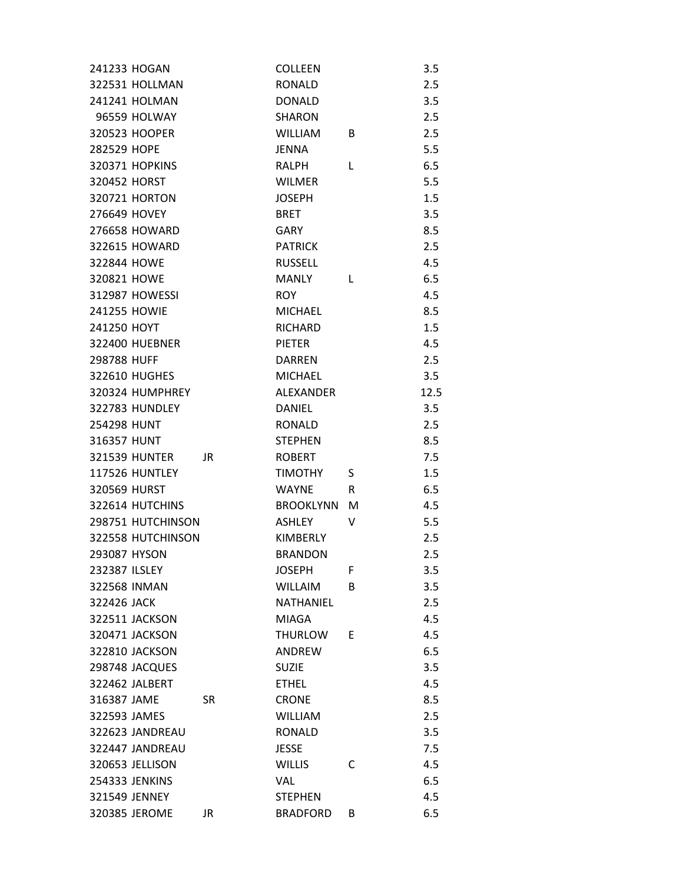| | | | | | |
|---|---|---|---|---|---|
| 241233 | HOGAN | | COLLEEN | | 3.5 |
| 322531 | HOLLMAN | | RONALD | | 2.5 |
| 241241 | HOLMAN | | DONALD | | 3.5 |
| 96559 | HOLWAY | | SHARON | | 2.5 |
| 320523 | HOOPER | | WILLIAM | B | 2.5 |
| 282529 | HOPE | | JENNA | | 5.5 |
| 320371 | HOPKINS | | RALPH | L | 6.5 |
| 320452 | HORST | | WILMER | | 5.5 |
| 320721 | HORTON | | JOSEPH | | 1.5 |
| 276649 | HOVEY | | BRET | | 3.5 |
| 276658 | HOWARD | | GARY | | 8.5 |
| 322615 | HOWARD | | PATRICK | | 2.5 |
| 322844 | HOWE | | RUSSELL | | 4.5 |
| 320821 | HOWE | | MANLY | L | 6.5 |
| 312987 | HOWESSI | | ROY | | 4.5 |
| 241255 | HOWIE | | MICHAEL | | 8.5 |
| 241250 | HOYT | | RICHARD | | 1.5 |
| 322400 | HUEBNER | | PIETER | | 4.5 |
| 298788 | HUFF | | DARREN | | 2.5 |
| 322610 | HUGHES | | MICHAEL | | 3.5 |
| 320324 | HUMPHREY | | ALEXANDER | | 12.5 |
| 322783 | HUNDLEY | | DANIEL | | 3.5 |
| 254298 | HUNT | | RONALD | | 2.5 |
| 316357 | HUNT | | STEPHEN | | 8.5 |
| 321539 | HUNTER | JR | ROBERT | | 7.5 |
| 117526 | HUNTLEY | | TIMOTHY | S | 1.5 |
| 320569 | HURST | | WAYNE | R | 6.5 |
| 322614 | HUTCHINS | | BROOKLYNN | M | 4.5 |
| 298751 | HUTCHINSON | | ASHLEY | V | 5.5 |
| 322558 | HUTCHINSON | | KIMBERLY | | 2.5 |
| 293087 | HYSON | | BRANDON | | 2.5 |
| 232387 | ILSLEY | | JOSEPH | F | 3.5 |
| 322568 | INMAN | | WILLAIM | B | 3.5 |
| 322426 | JACK | | NATHANIEL | | 2.5 |
| 322511 | JACKSON | | MIAGA | | 4.5 |
| 320471 | JACKSON | | THURLOW | E | 4.5 |
| 322810 | JACKSON | | ANDREW | | 6.5 |
| 298748 | JACQUES | | SUZIE | | 3.5 |
| 322462 | JALBERT | | ETHEL | | 4.5 |
| 316387 | JAME | SR | CRONE | | 8.5 |
| 322593 | JAMES | | WILLIAM | | 2.5 |
| 322623 | JANDREAU | | RONALD | | 3.5 |
| 322447 | JANDREAU | | JESSE | | 7.5 |
| 320653 | JELLISON | | WILLIS | C | 4.5 |
| 254333 | JENKINS | | VAL | | 6.5 |
| 321549 | JENNEY | | STEPHEN | | 4.5 |
| 320385 | JEROME | JR | BRADFORD | B | 6.5 |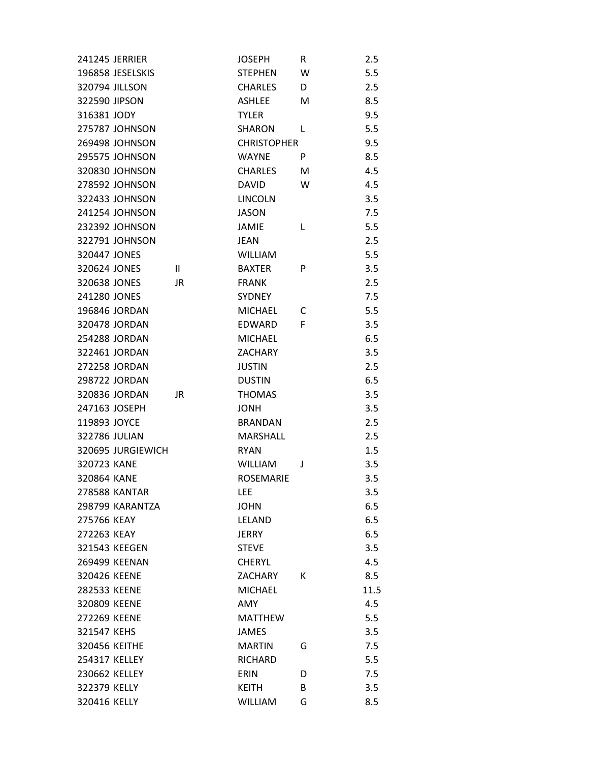| | | | | | |
|---|---|---|---|---|---|
| 241245 | JERRIER | | JOSEPH | R | 2.5 |
| 196858 | JESELSKIS | | STEPHEN | W | 5.5 |
| 320794 | JILLSON | | CHARLES | D | 2.5 |
| 322590 | JIPSON | | ASHLEE | M | 8.5 |
| 316381 | JODY | | TYLER | | 9.5 |
| 275787 | JOHNSON | | SHARON | L | 5.5 |
| 269498 | JOHNSON | | CHRISTOPHER | | 9.5 |
| 295575 | JOHNSON | | WAYNE | P | 8.5 |
| 320830 | JOHNSON | | CHARLES | M | 4.5 |
| 278592 | JOHNSON | | DAVID | W | 4.5 |
| 322433 | JOHNSON | | LINCOLN | | 3.5 |
| 241254 | JOHNSON | | JASON | | 7.5 |
| 232392 | JOHNSON | | JAMIE | L | 5.5 |
| 322791 | JOHNSON | | JEAN | | 2.5 |
| 320447 | JONES | | WILLIAM | | 5.5 |
| 320624 | JONES | II | BAXTER | P | 3.5 |
| 320638 | JONES | JR | FRANK | | 2.5 |
| 241280 | JONES | | SYDNEY | | 7.5 |
| 196846 | JORDAN | | MICHAEL | C | 5.5 |
| 320478 | JORDAN | | EDWARD | F | 3.5 |
| 254288 | JORDAN | | MICHAEL | | 6.5 |
| 322461 | JORDAN | | ZACHARY | | 3.5 |
| 272258 | JORDAN | | JUSTIN | | 2.5 |
| 298722 | JORDAN | | DUSTIN | | 6.5 |
| 320836 | JORDAN | JR | THOMAS | | 3.5 |
| 247163 | JOSEPH | | JONH | | 3.5 |
| 119893 | JOYCE | | BRANDAN | | 2.5 |
| 322786 | JULIAN | | MARSHALL | | 2.5 |
| 320695 | JURGIEWICH | | RYAN | | 1.5 |
| 320723 | KANE | | WILLIAM | J | 3.5 |
| 320864 | KANE | | ROSEMARIE | | 3.5 |
| 278588 | KANTAR | | LEE | | 3.5 |
| 298799 | KARANTZA | | JOHN | | 6.5 |
| 275766 | KEAY | | LELAND | | 6.5 |
| 272263 | KEAY | | JERRY | | 6.5 |
| 321543 | KEEGEN | | STEVE | | 3.5 |
| 269499 | KEENAN | | CHERYL | | 4.5 |
| 320426 | KEENE | | ZACHARY | K | 8.5 |
| 282533 | KEENE | | MICHAEL | | 11.5 |
| 320809 | KEENE | | AMY | | 4.5 |
| 272269 | KEENE | | MATTHEW | | 5.5 |
| 321547 | KEHS | | JAMES | | 3.5 |
| 320456 | KEITHE | | MARTIN | G | 7.5 |
| 254317 | KELLEY | | RICHARD | | 5.5 |
| 230662 | KELLEY | | ERIN | D | 7.5 |
| 322379 | KELLY | | KEITH | B | 3.5 |
| 320416 | KELLY | | WILLIAM | G | 8.5 |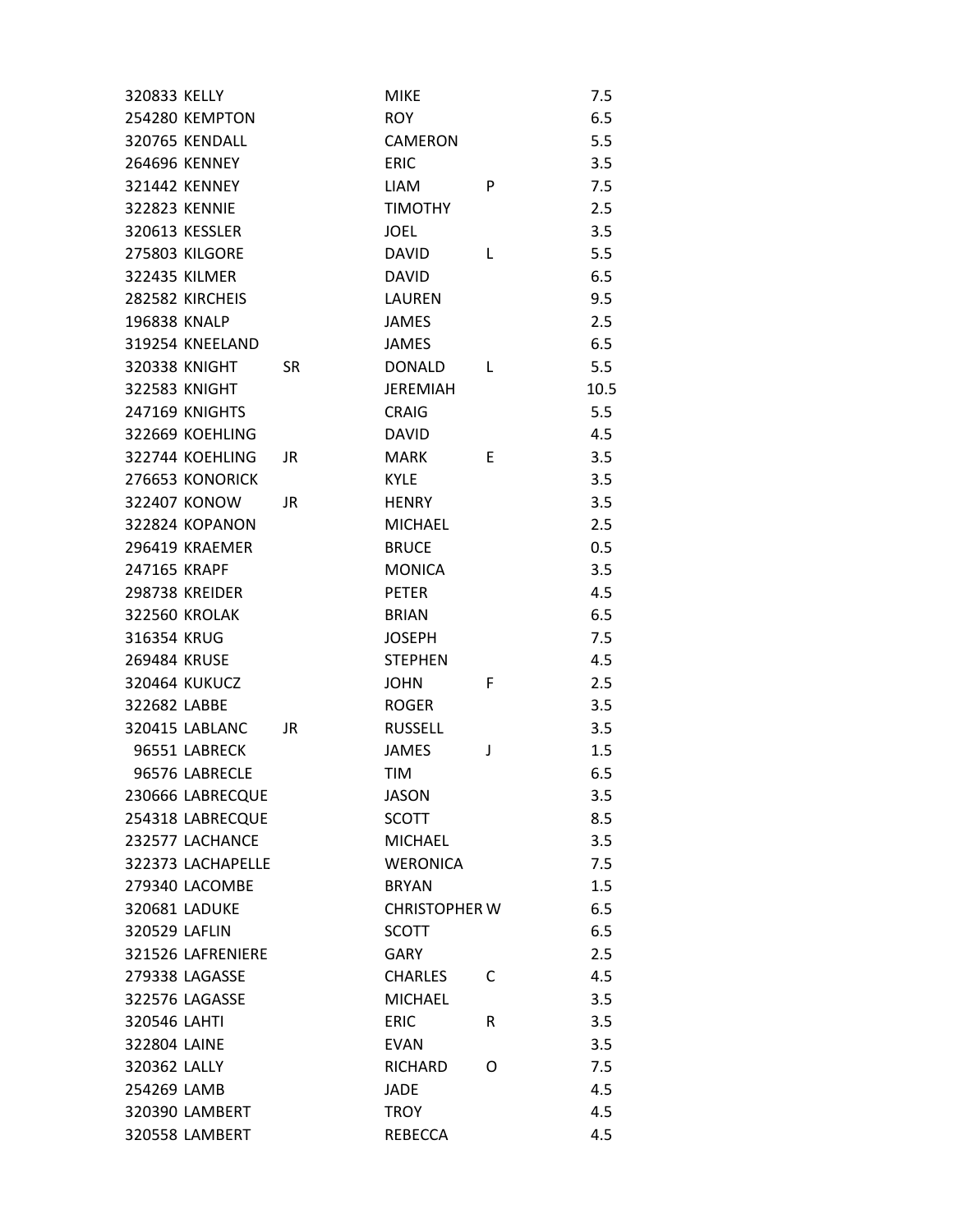| | | | | | |
|---|---|---|---|---|---|
| 320833 | KELLY | | MIKE | | 7.5 |
| 254280 | KEMPTON | | ROY | | 6.5 |
| 320765 | KENDALL | | CAMERON | | 5.5 |
| 264696 | KENNEY | | ERIC | | 3.5 |
| 321442 | KENNEY | | LIAM | P | 7.5 |
| 322823 | KENNIE | | TIMOTHY | | 2.5 |
| 320613 | KESSLER | | JOEL | | 3.5 |
| 275803 | KILGORE | | DAVID | L | 5.5 |
| 322435 | KILMER | | DAVID | | 6.5 |
| 282582 | KIRCHEIS | | LAUREN | | 9.5 |
| 196838 | KNALP | | JAMES | | 2.5 |
| 319254 | KNEELAND | | JAMES | | 6.5 |
| 320338 | KNIGHT | SR | DONALD | L | 5.5 |
| 322583 | KNIGHT | | JEREMIAH | | 10.5 |
| 247169 | KNIGHTS | | CRAIG | | 5.5 |
| 322669 | KOEHLING | | DAVID | | 4.5 |
| 322744 | KOEHLING | JR | MARK | E | 3.5 |
| 276653 | KONORICK | | KYLE | | 3.5 |
| 322407 | KONOW | JR | HENRY | | 3.5 |
| 322824 | KOPANON | | MICHAEL | | 2.5 |
| 296419 | KRAEMER | | BRUCE | | 0.5 |
| 247165 | KRAPF | | MONICA | | 3.5 |
| 298738 | KREIDER | | PETER | | 4.5 |
| 322560 | KROLAK | | BRIAN | | 6.5 |
| 316354 | KRUG | | JOSEPH | | 7.5 |
| 269484 | KRUSE | | STEPHEN | | 4.5 |
| 320464 | KUKUCZ | | JOHN | F | 2.5 |
| 322682 | LABBE | | ROGER | | 3.5 |
| 320415 | LABLANC | JR | RUSSELL | | 3.5 |
| 96551 | LABRECK | | JAMES | J | 1.5 |
| 96576 | LABRECLE | | TIM | | 6.5 |
| 230666 | LABRECQUE | | JASON | | 3.5 |
| 254318 | LABRECQUE | | SCOTT | | 8.5 |
| 232577 | LACHANCE | | MICHAEL | | 3.5 |
| 322373 | LACHAPELLE | | WERONICA | | 7.5 |
| 279340 | LACOMBE | | BRYAN | | 1.5 |
| 320681 | LADUKE | | CHRISTOPHER | W | 6.5 |
| 320529 | LAFLIN | | SCOTT | | 6.5 |
| 321526 | LAFRENIERE | | GARY | | 2.5 |
| 279338 | LAGASSE | | CHARLES | C | 4.5 |
| 322576 | LAGASSE | | MICHAEL | | 3.5 |
| 320546 | LAHTI | | ERIC | R | 3.5 |
| 322804 | LAINE | | EVAN | | 3.5 |
| 320362 | LALLY | | RICHARD | O | 7.5 |
| 254269 | LAMB | | JADE | | 4.5 |
| 320390 | LAMBERT | | TROY | | 4.5 |
| 320558 | LAMBERT | | REBECCA | | 4.5 |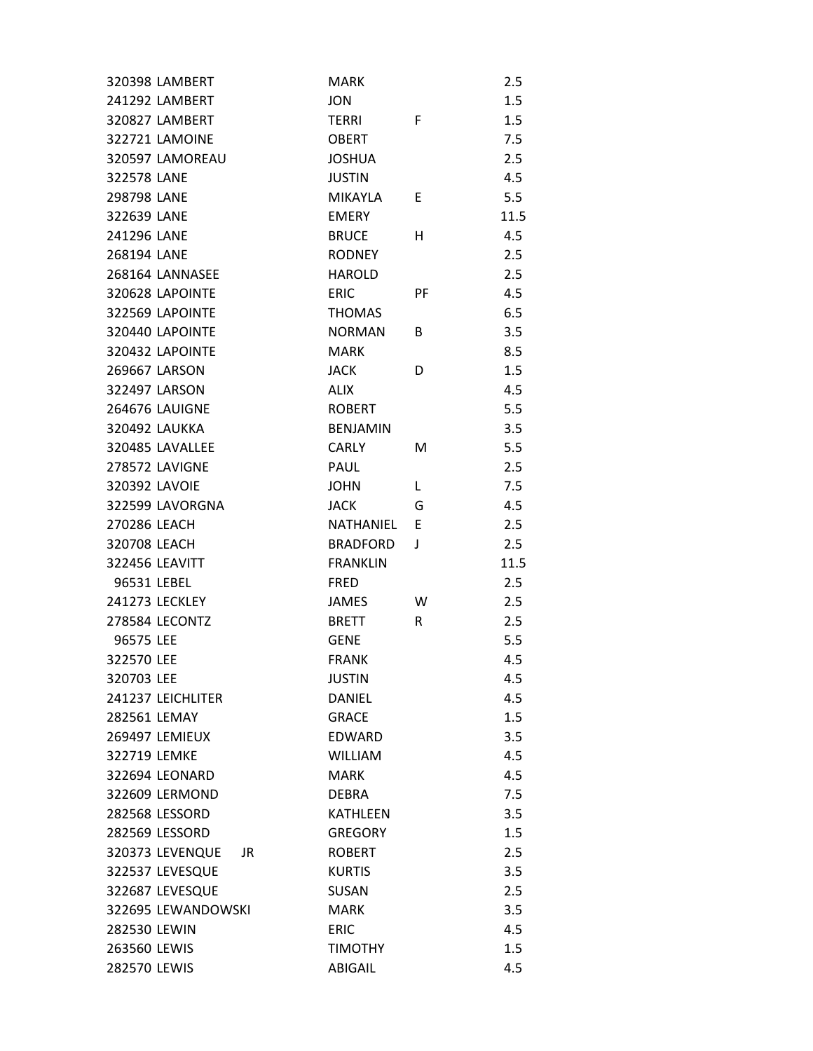| | | | | |
|---|---|---|---|---|
| 320398 | LAMBERT | MARK | | 2.5 |
| 241292 | LAMBERT | JON | | 1.5 |
| 320827 | LAMBERT | TERRI | F | 1.5 |
| 322721 | LAMOINE | OBERT | | 7.5 |
| 320597 | LAMOREAU | JOSHUA | | 2.5 |
| 322578 | LANE | JUSTIN | | 4.5 |
| 298798 | LANE | MIKAYLA | E | 5.5 |
| 322639 | LANE | EMERY | | 11.5 |
| 241296 | LANE | BRUCE | H | 4.5 |
| 268194 | LANE | RODNEY | | 2.5 |
| 268164 | LANNASEE | HAROLD | | 2.5 |
| 320628 | LAPOINTE | ERIC | PF | 4.5 |
| 322569 | LAPOINTE | THOMAS | | 6.5 |
| 320440 | LAPOINTE | NORMAN | B | 3.5 |
| 320432 | LAPOINTE | MARK | | 8.5 |
| 269667 | LARSON | JACK | D | 1.5 |
| 322497 | LARSON | ALIX | | 4.5 |
| 264676 | LAUIGNE | ROBERT | | 5.5 |
| 320492 | LAUKKA | BENJAMIN | | 3.5 |
| 320485 | LAVALLEE | CARLY | M | 5.5 |
| 278572 | LAVIGNE | PAUL | | 2.5 |
| 320392 | LAVOIE | JOHN | L | 7.5 |
| 322599 | LAVORGNA | JACK | G | 4.5 |
| 270286 | LEACH | NATHANIEL | E | 2.5 |
| 320708 | LEACH | BRADFORD | J | 2.5 |
| 322456 | LEAVITT | FRANKLIN | | 11.5 |
| 96531 | LEBEL | FRED | | 2.5 |
| 241273 | LECKLEY | JAMES | W | 2.5 |
| 278584 | LECONTZ | BRETT | R | 2.5 |
| 96575 | LEE | GENE | | 5.5 |
| 322570 | LEE | FRANK | | 4.5 |
| 320703 | LEE | JUSTIN | | 4.5 |
| 241237 | LEICHLITER | DANIEL | | 4.5 |
| 282561 | LEMAY | GRACE | | 1.5 |
| 269497 | LEMIEUX | EDWARD | | 3.5 |
| 322719 | LEMKE | WILLIAM | | 4.5 |
| 322694 | LEONARD | MARK | | 4.5 |
| 322609 | LERMOND | DEBRA | | 7.5 |
| 282568 | LESSORD | KATHLEEN | | 3.5 |
| 282569 | LESSORD | GREGORY | | 1.5 |
| 320373 | LEVENQUE JR | ROBERT | | 2.5 |
| 322537 | LEVESQUE | KURTIS | | 3.5 |
| 322687 | LEVESQUE | SUSAN | | 2.5 |
| 322695 | LEWANDOWSKI | MARK | | 3.5 |
| 282530 | LEWIN | ERIC | | 4.5 |
| 263560 | LEWIS | TIMOTHY | | 1.5 |
| 282570 | LEWIS | ABIGAIL | | 4.5 |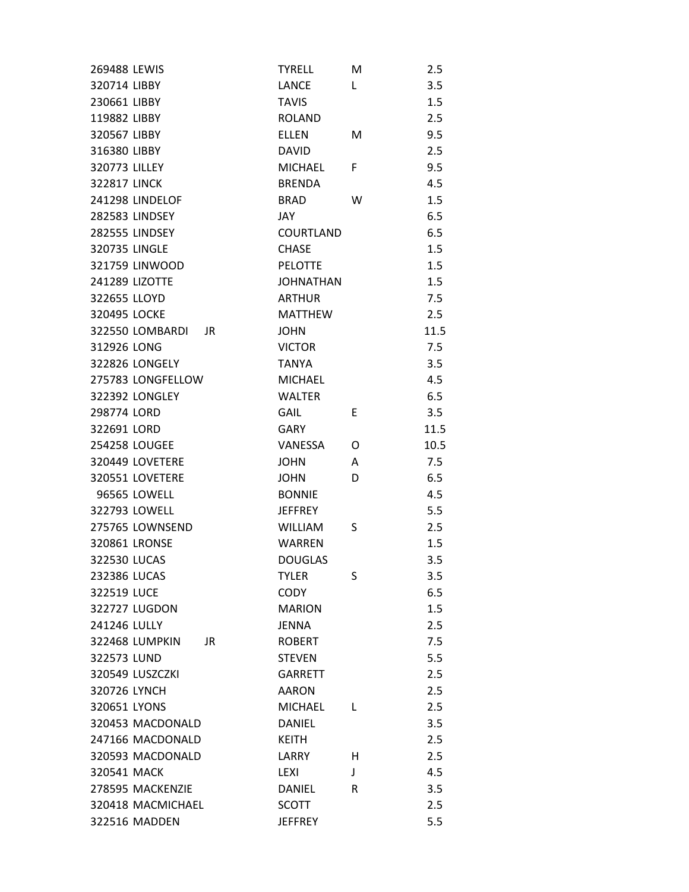| | | | | | |
|---|---|---|---|---|---|
| 269488 | LEWIS | | TYRELL | M | 2.5 |
| 320714 | LIBBY | | LANCE | L | 3.5 |
| 230661 | LIBBY | | TAVIS | | 1.5 |
| 119882 | LIBBY | | ROLAND | | 2.5 |
| 320567 | LIBBY | | ELLEN | M | 9.5 |
| 316380 | LIBBY | | DAVID | | 2.5 |
| 320773 | LILLEY | | MICHAEL | F | 9.5 |
| 322817 | LINCK | | BRENDA | | 4.5 |
| 241298 | LINDELOF | | BRAD | W | 1.5 |
| 282583 | LINDSEY | | JAY | | 6.5 |
| 282555 | LINDSEY | | COURTLAND | | 6.5 |
| 320735 | LINGLE | | CHASE | | 1.5 |
| 321759 | LINWOOD | | PELOTTE | | 1.5 |
| 241289 | LIZOTTE | | JOHNATHAN | | 1.5 |
| 322655 | LLOYD | | ARTHUR | | 7.5 |
| 320495 | LOCKE | | MATTHEW | | 2.5 |
| 322550 | LOMBARDI | JR | JOHN | | 11.5 |
| 312926 | LONG | | VICTOR | | 7.5 |
| 322826 | LONGELY | | TANYA | | 3.5 |
| 275783 | LONGFELLOW | | MICHAEL | | 4.5 |
| 322392 | LONGLEY | | WALTER | | 6.5 |
| 298774 | LORD | | GAIL | E | 3.5 |
| 322691 | LORD | | GARY | | 11.5 |
| 254258 | LOUGEE | | VANESSA | O | 10.5 |
| 320449 | LOVETERE | | JOHN | A | 7.5 |
| 320551 | LOVETERE | | JOHN | D | 6.5 |
| 96565 | LOWELL | | BONNIE | | 4.5 |
| 322793 | LOWELL | | JEFFREY | | 5.5 |
| 275765 | LOWNSEND | | WILLIAM | S | 2.5 |
| 320861 | LRONSE | | WARREN | | 1.5 |
| 322530 | LUCAS | | DOUGLAS | | 3.5 |
| 232386 | LUCAS | | TYLER | S | 3.5 |
| 322519 | LUCE | | CODY | | 6.5 |
| 322727 | LUGDON | | MARION | | 1.5 |
| 241246 | LULLY | | JENNA | | 2.5 |
| 322468 | LUMPKIN | JR | ROBERT | | 7.5 |
| 322573 | LUND | | STEVEN | | 5.5 |
| 320549 | LUSZCZKI | | GARRETT | | 2.5 |
| 320726 | LYNCH | | AARON | | 2.5 |
| 320651 | LYONS | | MICHAEL | L | 2.5 |
| 320453 | MACDONALD | | DANIEL | | 3.5 |
| 247166 | MACDONALD | | KEITH | | 2.5 |
| 320593 | MACDONALD | | LARRY | H | 2.5 |
| 320541 | MACK | | LEXI | J | 4.5 |
| 278595 | MACKENZIE | | DANIEL | R | 3.5 |
| 320418 | MACMICHAEL | | SCOTT | | 2.5 |
| 322516 | MADDEN | | JEFFREY | | 5.5 |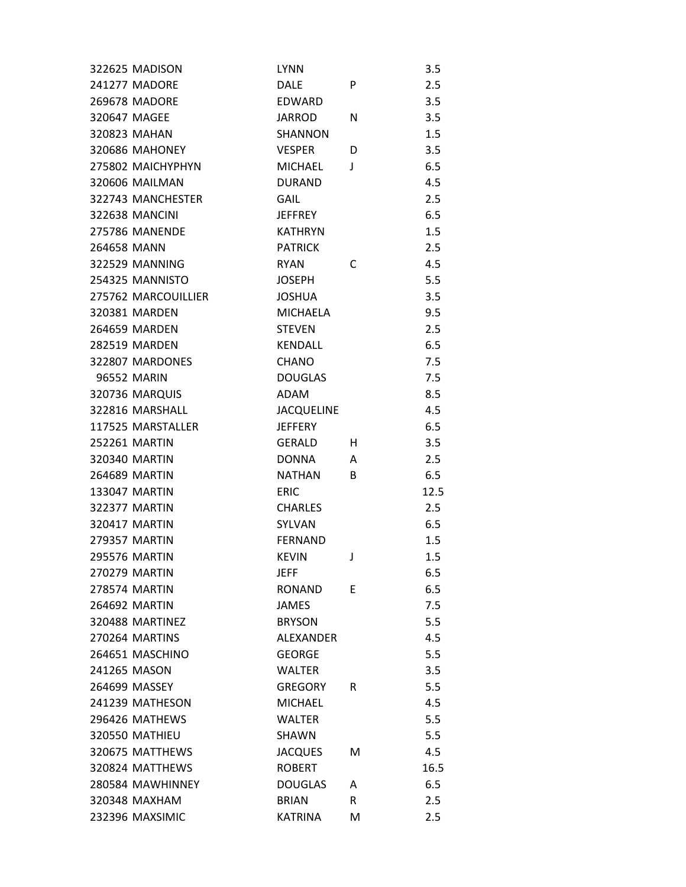| | | | | |
|---|---|---|---|---|
| 322625 | MADISON | LYNN | | 3.5 |
| 241277 | MADORE | DALE | P | 2.5 |
| 269678 | MADORE | EDWARD | | 3.5 |
| 320647 | MAGEE | JARROD | N | 3.5 |
| 320823 | MAHAN | SHANNON | | 1.5 |
| 320686 | MAHONEY | VESPER | D | 3.5 |
| 275802 | MAICHYPHYN | MICHAEL | J | 6.5 |
| 320606 | MAILMAN | DURAND | | 4.5 |
| 322743 | MANCHESTER | GAIL | | 2.5 |
| 322638 | MANCINI | JEFFREY | | 6.5 |
| 275786 | MANENDE | KATHRYN | | 1.5 |
| 264658 | MANN | PATRICK | | 2.5 |
| 322529 | MANNING | RYAN | C | 4.5 |
| 254325 | MANNISTO | JOSEPH | | 5.5 |
| 275762 | MARCOUILLIER | JOSHUA | | 3.5 |
| 320381 | MARDEN | MICHAELA | | 9.5 |
| 264659 | MARDEN | STEVEN | | 2.5 |
| 282519 | MARDEN | KENDALL | | 6.5 |
| 322807 | MARDONES | CHANO | | 7.5 |
| 96552 | MARIN | DOUGLAS | | 7.5 |
| 320736 | MARQUIS | ADAM | | 8.5 |
| 322816 | MARSHALL | JACQUELINE | | 4.5 |
| 117525 | MARSTALLER | JEFFERY | | 6.5 |
| 252261 | MARTIN | GERALD | H | 3.5 |
| 320340 | MARTIN | DONNA | A | 2.5 |
| 264689 | MARTIN | NATHAN | B | 6.5 |
| 133047 | MARTIN | ERIC | | 12.5 |
| 322377 | MARTIN | CHARLES | | 2.5 |
| 320417 | MARTIN | SYLVAN | | 6.5 |
| 279357 | MARTIN | FERNAND | | 1.5 |
| 295576 | MARTIN | KEVIN | J | 1.5 |
| 270279 | MARTIN | JEFF | | 6.5 |
| 278574 | MARTIN | RONAND | E | 6.5 |
| 264692 | MARTIN | JAMES | | 7.5 |
| 320488 | MARTINEZ | BRYSON | | 5.5 |
| 270264 | MARTINS | ALEXANDER | | 4.5 |
| 264651 | MASCHINO | GEORGE | | 5.5 |
| 241265 | MASON | WALTER | | 3.5 |
| 264699 | MASSEY | GREGORY | R | 5.5 |
| 241239 | MATHESON | MICHAEL | | 4.5 |
| 296426 | MATHEWS | WALTER | | 5.5 |
| 320550 | MATHIEU | SHAWN | | 5.5 |
| 320675 | MATTHEWS | JACQUES | M | 4.5 |
| 320824 | MATTHEWS | ROBERT | | 16.5 |
| 280584 | MAWHINNEY | DOUGLAS | A | 6.5 |
| 320348 | MAXHAM | BRIAN | R | 2.5 |
| 232396 | MAXSIMIC | KATRINA | M | 2.5 |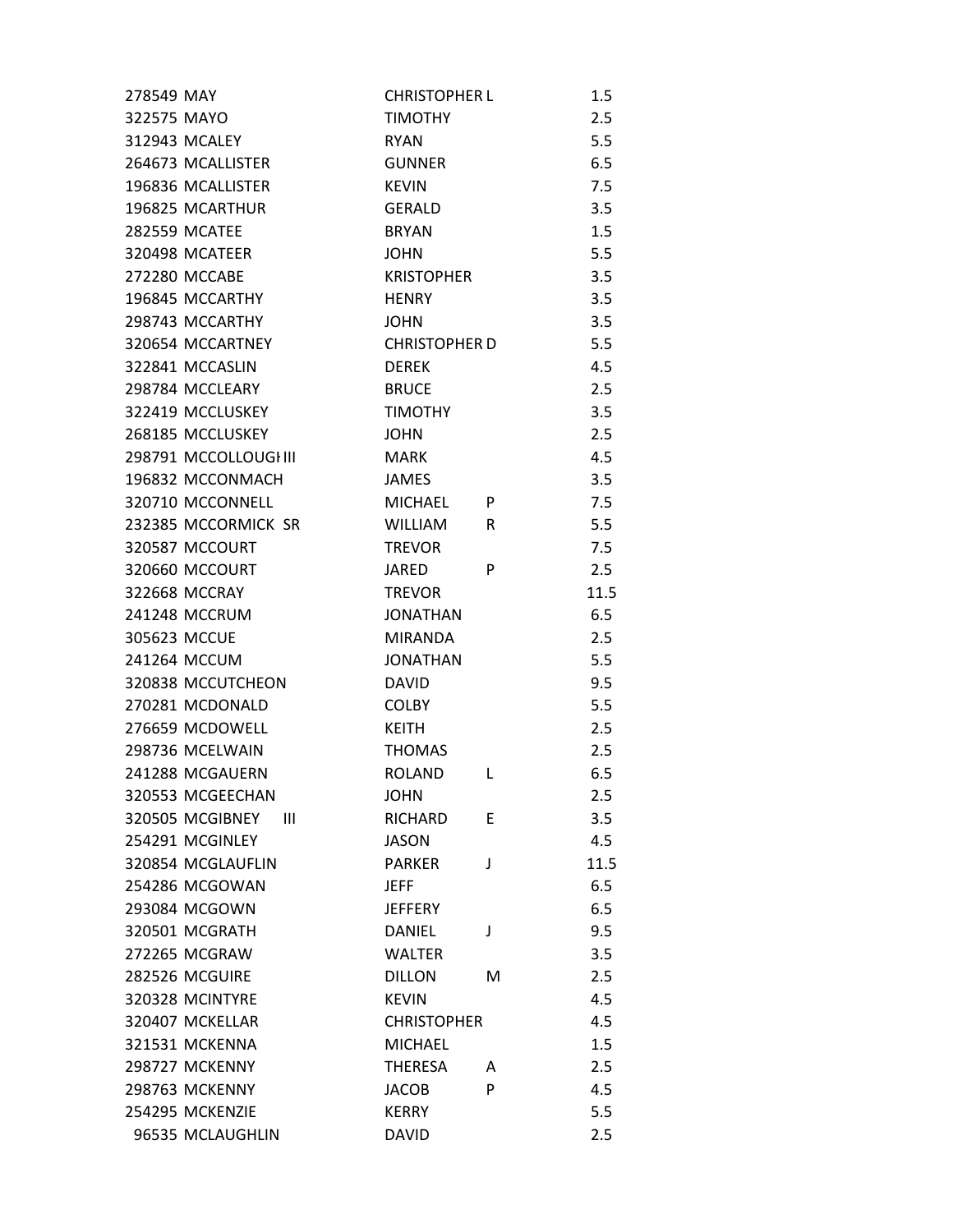| | | | | |
|---|---|---|---|---|
| 278549 | MAY | CHRISTOPHER L | | 1.5 |
| 322575 | MAYO | TIMOTHY | | 2.5 |
| 312943 | MCALEY | RYAN | | 5.5 |
| 264673 | MCALLISTER | GUNNER | | 6.5 |
| 196836 | MCALLISTER | KEVIN | | 7.5 |
| 196825 | MCARTHUR | GERALD | | 3.5 |
| 282559 | MCATEE | BRYAN | | 1.5 |
| 320498 | MCATEER | JOHN | | 5.5 |
| 272280 | MCCABE | KRISTOPHER | | 3.5 |
| 196845 | MCCARTHY | HENRY | | 3.5 |
| 298743 | MCCARTHY | JOHN | | 3.5 |
| 320654 | MCCARTNEY | CHRISTOPHER D | | 5.5 |
| 322841 | MCCASLIN | DEREK | | 4.5 |
| 298784 | MCCLEARY | BRUCE | | 2.5 |
| 322419 | MCCLUSKEY | TIMOTHY | | 3.5 |
| 268185 | MCCLUSKEY | JOHN | | 2.5 |
| 298791 | MCCOLLOUGHIII | MARK | | 4.5 |
| 196832 | MCCONMACH | JAMES | | 3.5 |
| 320710 | MCCONNELL | MICHAEL | P | 7.5 |
| 232385 | MCCORMICK SR | WILLIAM | R | 5.5 |
| 320587 | MCCOURT | TREVOR | | 7.5 |
| 320660 | MCCOURT | JARED | P | 2.5 |
| 322668 | MCCRAY | TREVOR | | 11.5 |
| 241248 | MCCRUM | JONATHAN | | 6.5 |
| 305623 | MCCUE | MIRANDA | | 2.5 |
| 241264 | MCCUM | JONATHAN | | 5.5 |
| 320838 | MCCUTCHEON | DAVID | | 9.5 |
| 270281 | MCDONALD | COLBY | | 5.5 |
| 276659 | MCDOWELL | KEITH | | 2.5 |
| 298736 | MCELWAIN | THOMAS | | 2.5 |
| 241288 | MCGAUERN | ROLAND | L | 6.5 |
| 320553 | MCGEECHAN | JOHN | | 2.5 |
| 320505 | MCGIBNEY III | RICHARD | E | 3.5 |
| 254291 | MCGINLEY | JASON | | 4.5 |
| 320854 | MCGLAUFLIN | PARKER | J | 11.5 |
| 254286 | MCGOWAN | JEFF | | 6.5 |
| 293084 | MCGOWN | JEFFERY | | 6.5 |
| 320501 | MCGRATH | DANIEL | J | 9.5 |
| 272265 | MCGRAW | WALTER | | 3.5 |
| 282526 | MCGUIRE | DILLON | M | 2.5 |
| 320328 | MCINTYRE | KEVIN | | 4.5 |
| 320407 | MCKELLAR | CHRISTOPHER | | 4.5 |
| 321531 | MCKENNA | MICHAEL | | 1.5 |
| 298727 | MCKENNY | THERESA | A | 2.5 |
| 298763 | MCKENNY | JACOB | P | 4.5 |
| 254295 | MCKENZIE | KERRY | | 5.5 |
| 96535 | MCLAUGHLIN | DAVID | | 2.5 |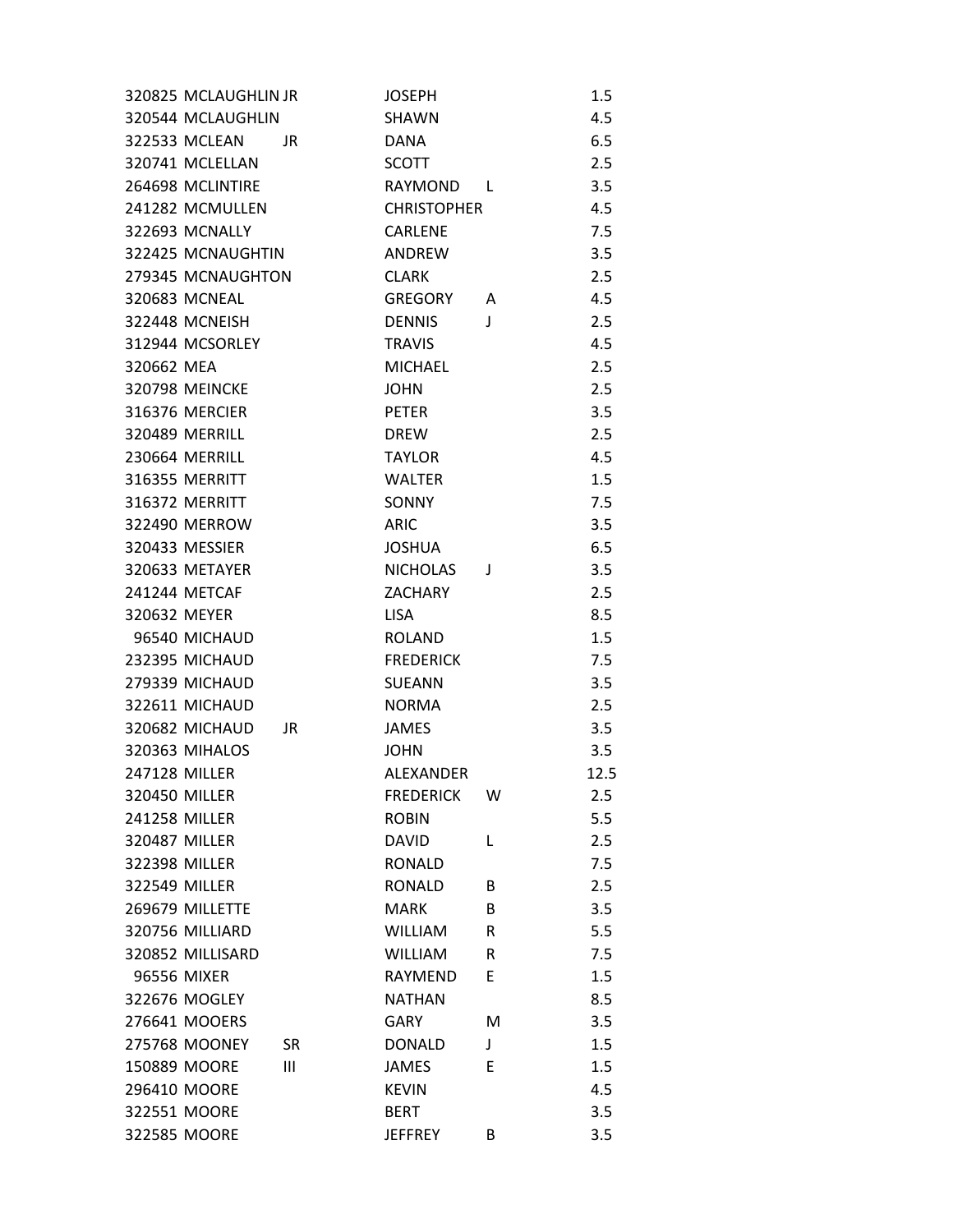| | | | | | |
|---|---|---|---|---|---|
| 320825 | MCLAUGHLIN JR | | JOSEPH | | 1.5 |
| 320544 | MCLAUGHLIN | | SHAWN | | 4.5 |
| 322533 | MCLEAN | JR | DANA | | 6.5 |
| 320741 | MCLELLAN | | SCOTT | | 2.5 |
| 264698 | MCLINTIRE | | RAYMOND | L | 3.5 |
| 241282 | MCMULLEN | | CHRISTOPHER | | 4.5 |
| 322693 | MCNALLY | | CARLENE | | 7.5 |
| 322425 | MCNAUGHTIN | | ANDREW | | 3.5 |
| 279345 | MCNAUGHTON | | CLARK | | 2.5 |
| 320683 | MCNEAL | | GREGORY | A | 4.5 |
| 322448 | MCNEISH | | DENNIS | J | 2.5 |
| 312944 | MCSORLEY | | TRAVIS | | 4.5 |
| 320662 | MEA | | MICHAEL | | 2.5 |
| 320798 | MEINCKE | | JOHN | | 2.5 |
| 316376 | MERCIER | | PETER | | 3.5 |
| 320489 | MERRILL | | DREW | | 2.5 |
| 230664 | MERRILL | | TAYLOR | | 4.5 |
| 316355 | MERRITT | | WALTER | | 1.5 |
| 316372 | MERRITT | | SONNY | | 7.5 |
| 322490 | MERROW | | ARIC | | 3.5 |
| 320433 | MESSIER | | JOSHUA | | 6.5 |
| 320633 | METAYER | | NICHOLAS | J | 3.5 |
| 241244 | METCAF | | ZACHARY | | 2.5 |
| 320632 | MEYER | | LISA | | 8.5 |
| 96540 | MICHAUD | | ROLAND | | 1.5 |
| 232395 | MICHAUD | | FREDERICK | | 7.5 |
| 279339 | MICHAUD | | SUEANN | | 3.5 |
| 322611 | MICHAUD | | NORMA | | 2.5 |
| 320682 | MICHAUD | JR | JAMES | | 3.5 |
| 320363 | MIHALOS | | JOHN | | 3.5 |
| 247128 | MILLER | | ALEXANDER | | 12.5 |
| 320450 | MILLER | | FREDERICK | W | 2.5 |
| 241258 | MILLER | | ROBIN | | 5.5 |
| 320487 | MILLER | | DAVID | L | 2.5 |
| 322398 | MILLER | | RONALD | | 7.5 |
| 322549 | MILLER | | RONALD | B | 2.5 |
| 269679 | MILLETTE | | MARK | B | 3.5 |
| 320756 | MILLIARD | | WILLIAM | R | 5.5 |
| 320852 | MILLISARD | | WILLIAM | R | 7.5 |
| 96556 | MIXER | | RAYMEND | E | 1.5 |
| 322676 | MOGLEY | | NATHAN | | 8.5 |
| 276641 | MOOERS | | GARY | M | 3.5 |
| 275768 | MOONEY | SR | DONALD | J | 1.5 |
| 150889 | MOORE | III | JAMES | E | 1.5 |
| 296410 | MOORE | | KEVIN | | 4.5 |
| 322551 | MOORE | | BERT | | 3.5 |
| 322585 | MOORE | | JEFFREY | B | 3.5 |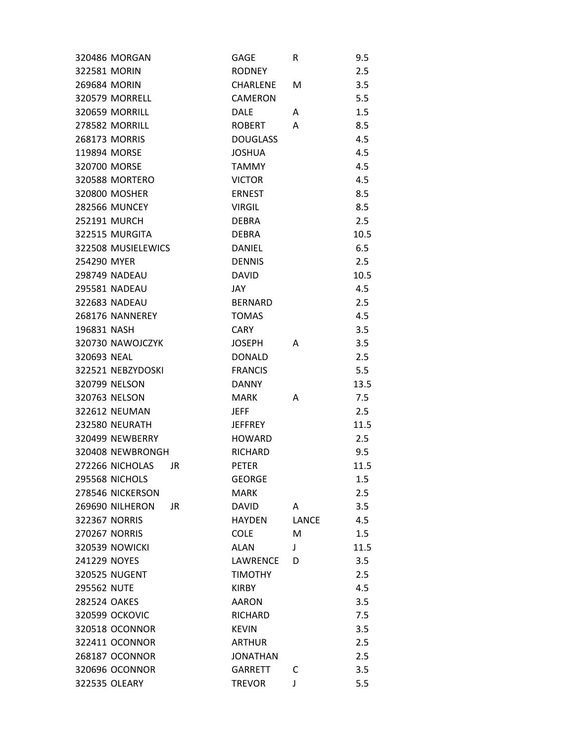| | | | | |
|---|---|---|---|---|
| 320486 | MORGAN | GAGE | R | 9.5 |
| 322581 | MORIN | RODNEY | | 2.5 |
| 269684 | MORIN | CHARLENE | M | 3.5 |
| 320579 | MORRELL | CAMERON | | 5.5 |
| 320659 | MORRILL | DALE | A | 1.5 |
| 278582 | MORRILL | ROBERT | A | 8.5 |
| 268173 | MORRIS | DOUGLASS | | 4.5 |
| 119894 | MORSE | JOSHUA | | 4.5 |
| 320700 | MORSE | TAMMY | | 4.5 |
| 320588 | MORTERO | VICTOR | | 4.5 |
| 320800 | MOSHER | ERNEST | | 8.5 |
| 282566 | MUNCEY | VIRGIL | | 8.5 |
| 252191 | MURCH | DEBRA | | 2.5 |
| 322515 | MURGITA | DEBRA | | 10.5 |
| 322508 | MUSIELEWICS | DANIEL | | 6.5 |
| 254290 | MYER | DENNIS | | 2.5 |
| 298749 | NADEAU | DAVID | | 10.5 |
| 295581 | NADEAU | JAY | | 4.5 |
| 322683 | NADEAU | BERNARD | | 2.5 |
| 268176 | NANNEREY | TOMAS | | 4.5 |
| 196831 | NASH | CARY | | 3.5 |
| 320730 | NAWOJCZYK | JOSEPH | A | 3.5 |
| 320693 | NEAL | DONALD | | 2.5 |
| 322521 | NEBZYDOSKI | FRANCIS | | 5.5 |
| 320799 | NELSON | DANNY | | 13.5 |
| 320763 | NELSON | MARK | A | 7.5 |
| 322612 | NEUMAN | JEFF | | 2.5 |
| 232580 | NEURATH | JEFFREY | | 11.5 |
| 320499 | NEWBERRY | HOWARD | | 2.5 |
| 320408 | NEWBRONGH | RICHARD | | 9.5 |
| 272266 | NICHOLAS JR | PETER | | 11.5 |
| 295568 | NICHOLS | GEORGE | | 1.5 |
| 278546 | NICKERSON | MARK | | 2.5 |
| 269690 | NILHERON JR | DAVID | A | 3.5 |
| 322367 | NORRIS | HAYDEN | LANCE | 4.5 |
| 270267 | NORRIS | COLE | M | 1.5 |
| 320539 | NOWICKI | ALAN | J | 11.5 |
| 241229 | NOYES | LAWRENCE | D | 3.5 |
| 320525 | NUGENT | TIMOTHY | | 2.5 |
| 295562 | NUTE | KIRBY | | 4.5 |
| 282524 | OAKES | AARON | | 3.5 |
| 320599 | OCKOVIC | RICHARD | | 7.5 |
| 320518 | OCONNOR | KEVIN | | 3.5 |
| 322411 | OCONNOR | ARTHUR | | 2.5 |
| 268187 | OCONNOR | JONATHAN | | 2.5 |
| 320696 | OCONNOR | GARRETT | C | 3.5 |
| 322535 | OLEARY | TREVOR | J | 5.5 |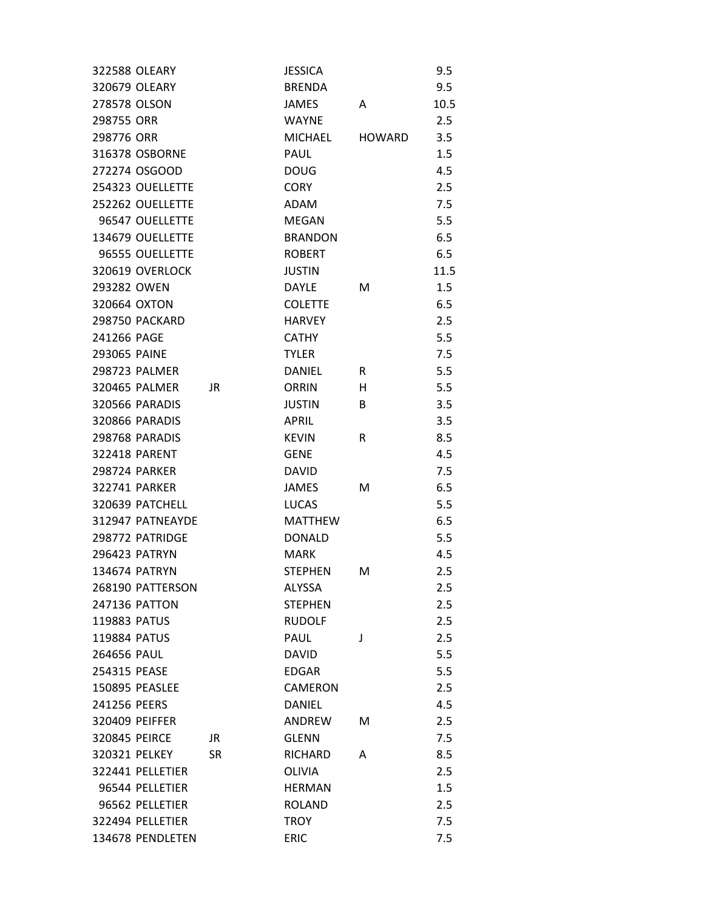| | | | | | |
|---|---|---|---|---|---|
| 322588 | OLEARY | | JESSICA | | 9.5 |
| 320679 | OLEARY | | BRENDA | | 9.5 |
| 278578 | OLSON | | JAMES | A | 10.5 |
| 298755 | ORR | | WAYNE | | 2.5 |
| 298776 | ORR | | MICHAEL | HOWARD | 3.5 |
| 316378 | OSBORNE | | PAUL | | 1.5 |
| 272274 | OSGOOD | | DOUG | | 4.5 |
| 254323 | OUELLETTE | | CORY | | 2.5 |
| 252262 | OUELLETTE | | ADAM | | 7.5 |
| 96547 | OUELLETTE | | MEGAN | | 5.5 |
| 134679 | OUELLETTE | | BRANDON | | 6.5 |
| 96555 | OUELLETTE | | ROBERT | | 6.5 |
| 320619 | OVERLOCK | | JUSTIN | | 11.5 |
| 293282 | OWEN | | DAYLE | M | 1.5 |
| 320664 | OXTON | | COLETTE | | 6.5 |
| 298750 | PACKARD | | HARVEY | | 2.5 |
| 241266 | PAGE | | CATHY | | 5.5 |
| 293065 | PAINE | | TYLER | | 7.5 |
| 298723 | PALMER | | DANIEL | R | 5.5 |
| 320465 | PALMER | JR | ORRIN | H | 5.5 |
| 320566 | PARADIS | | JUSTIN | B | 3.5 |
| 320866 | PARADIS | | APRIL | | 3.5 |
| 298768 | PARADIS | | KEVIN | R | 8.5 |
| 322418 | PARENT | | GENE | | 4.5 |
| 298724 | PARKER | | DAVID | | 7.5 |
| 322741 | PARKER | | JAMES | M | 6.5 |
| 320639 | PATCHELL | | LUCAS | | 5.5 |
| 312947 | PATNEAYDE | | MATTHEW | | 6.5 |
| 298772 | PATRIDGE | | DONALD | | 5.5 |
| 296423 | PATRYN | | MARK | | 4.5 |
| 134674 | PATRYN | | STEPHEN | M | 2.5 |
| 268190 | PATTERSON | | ALYSSA | | 2.5 |
| 247136 | PATTON | | STEPHEN | | 2.5 |
| 119883 | PATUS | | RUDOLF | | 2.5 |
| 119884 | PATUS | | PAUL | J | 2.5 |
| 264656 | PAUL | | DAVID | | 5.5 |
| 254315 | PEASE | | EDGAR | | 5.5 |
| 150895 | PEASLEE | | CAMERON | | 2.5 |
| 241256 | PEERS | | DANIEL | | 4.5 |
| 320409 | PEIFFER | | ANDREW | M | 2.5 |
| 320845 | PEIRCE | JR | GLENN | | 7.5 |
| 320321 | PELKEY | SR | RICHARD | A | 8.5 |
| 322441 | PELLETIER | | OLIVIA | | 2.5 |
| 96544 | PELLETIER | | HERMAN | | 1.5 |
| 96562 | PELLETIER | | ROLAND | | 2.5 |
| 322494 | PELLETIER | | TROY | | 7.5 |
| 134678 | PENDLETEN | | ERIC | | 7.5 |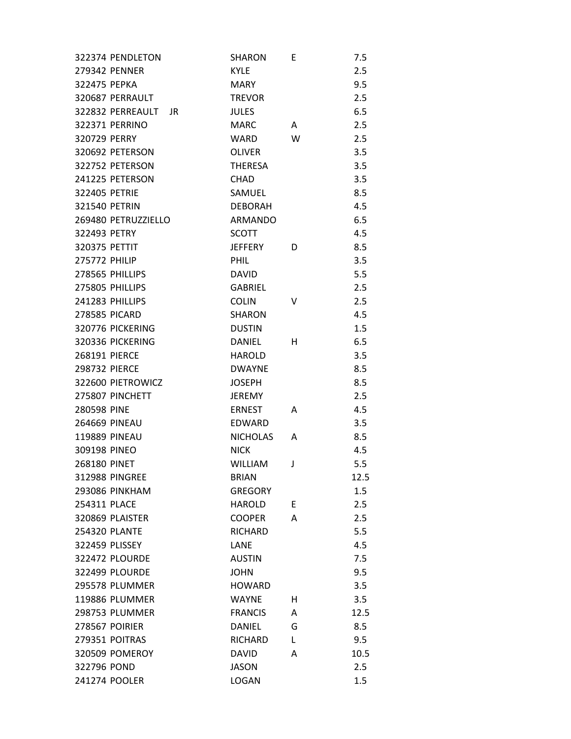| | | | | |
|---|---|---|---|---|
| 322374 | PENDLETON | SHARON | E | 7.5 |
| 279342 | PENNER | KYLE | | 2.5 |
| 322475 | PEPKA | MARY | | 9.5 |
| 320687 | PERRAULT | TREVOR | | 2.5 |
| 322832 | PERREAULT JR | JULES | | 6.5 |
| 322371 | PERRINO | MARC | A | 2.5 |
| 320729 | PERRY | WARD | W | 2.5 |
| 320692 | PETERSON | OLIVER | | 3.5 |
| 322752 | PETERSON | THERESA | | 3.5 |
| 241225 | PETERSON | CHAD | | 3.5 |
| 322405 | PETRIE | SAMUEL | | 8.5 |
| 321540 | PETRIN | DEBORAH | | 4.5 |
| 269480 | PETRUZZIELLO | ARMANDO | | 6.5 |
| 322493 | PETRY | SCOTT | | 4.5 |
| 320375 | PETTIT | JEFFERY | D | 8.5 |
| 275772 | PHILIP | PHIL | | 3.5 |
| 278565 | PHILLIPS | DAVID | | 5.5 |
| 275805 | PHILLIPS | GABRIEL | | 2.5 |
| 241283 | PHILLIPS | COLIN | V | 2.5 |
| 278585 | PICARD | SHARON | | 4.5 |
| 320776 | PICKERING | DUSTIN | | 1.5 |
| 320336 | PICKERING | DANIEL | H | 6.5 |
| 268191 | PIERCE | HAROLD | | 3.5 |
| 298732 | PIERCE | DWAYNE | | 8.5 |
| 322600 | PIETROWICZ | JOSEPH | | 8.5 |
| 275807 | PINCHETT | JEREMY | | 2.5 |
| 280598 | PINE | ERNEST | A | 4.5 |
| 264669 | PINEAU | EDWARD | | 3.5 |
| 119889 | PINEAU | NICHOLAS | A | 8.5 |
| 309198 | PINEO | NICK | | 4.5 |
| 268180 | PINET | WILLIAM | J | 5.5 |
| 312988 | PINGREE | BRIAN | | 12.5 |
| 293086 | PINKHAM | GREGORY | | 1.5 |
| 254311 | PLACE | HAROLD | E | 2.5 |
| 320869 | PLAISTER | COOPER | A | 2.5 |
| 254320 | PLANTE | RICHARD | | 5.5 |
| 322459 | PLISSEY | LANE | | 4.5 |
| 322472 | PLOURDE | AUSTIN | | 7.5 |
| 322499 | PLOURDE | JOHN | | 9.5 |
| 295578 | PLUMMER | HOWARD | | 3.5 |
| 119886 | PLUMMER | WAYNE | H | 3.5 |
| 298753 | PLUMMER | FRANCIS | A | 12.5 |
| 278567 | POIRIER | DANIEL | G | 8.5 |
| 279351 | POITRAS | RICHARD | L | 9.5 |
| 320509 | POMEROY | DAVID | A | 10.5 |
| 322796 | POND | JASON | | 2.5 |
| 241274 | POOLER | LOGAN | | 1.5 |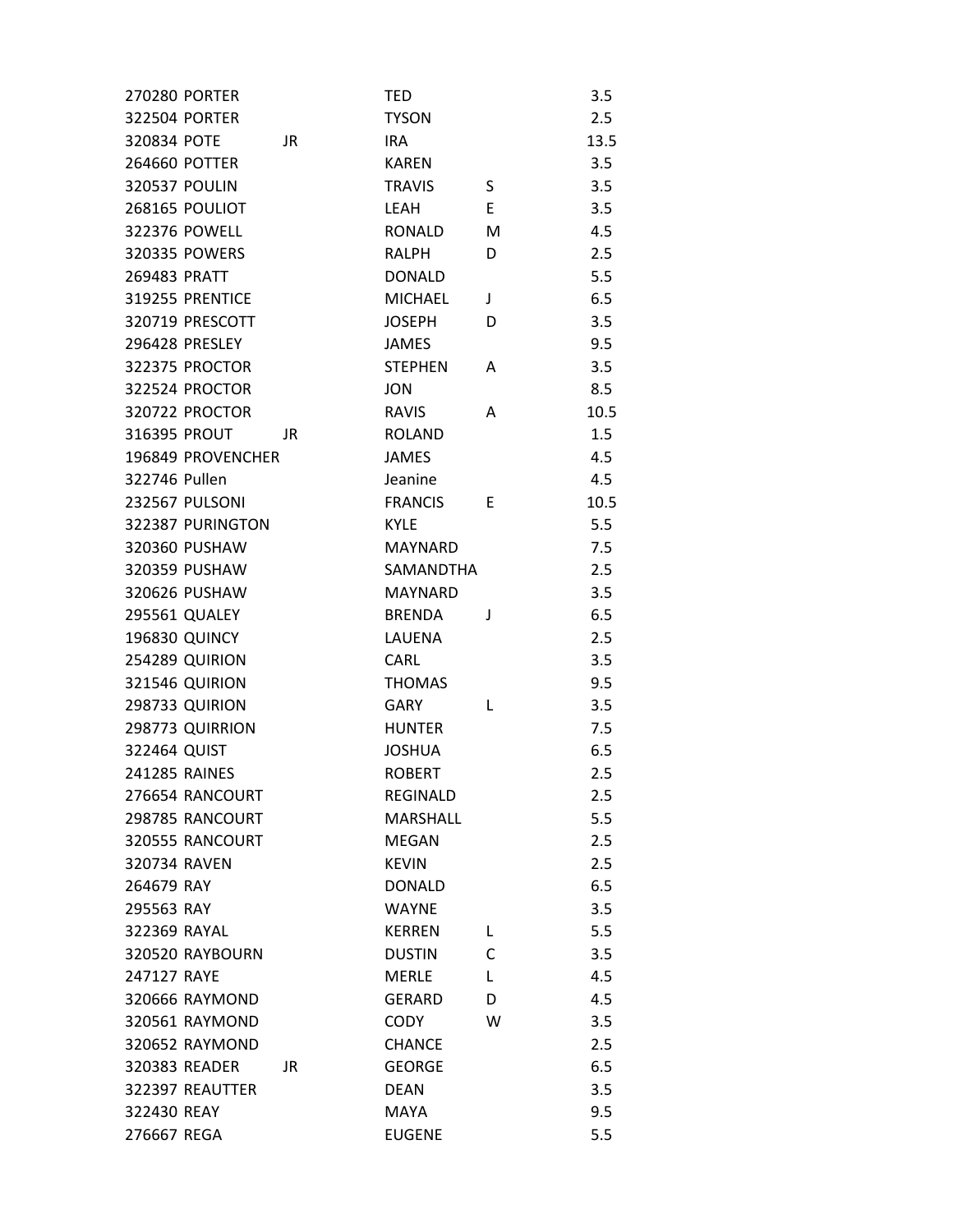| | | | | | |
|---|---|---|---|---|---|
| 270280 | PORTER | | TED | | 3.5 |
| 322504 | PORTER | | TYSON | | 2.5 |
| 320834 | POTE | JR | IRA | | 13.5 |
| 264660 | POTTER | | KAREN | | 3.5 |
| 320537 | POULIN | | TRAVIS | S | 3.5 |
| 268165 | POULIOT | | LEAH | E | 3.5 |
| 322376 | POWELL | | RONALD | M | 4.5 |
| 320335 | POWERS | | RALPH | D | 2.5 |
| 269483 | PRATT | | DONALD | | 5.5 |
| 319255 | PRENTICE | | MICHAEL | J | 6.5 |
| 320719 | PRESCOTT | | JOSEPH | D | 3.5 |
| 296428 | PRESLEY | | JAMES | | 9.5 |
| 322375 | PROCTOR | | STEPHEN | A | 3.5 |
| 322524 | PROCTOR | | JON | | 8.5 |
| 320722 | PROCTOR | | RAVIS | A | 10.5 |
| 316395 | PROUT | JR | ROLAND | | 1.5 |
| 196849 | PROVENCHER | | JAMES | | 4.5 |
| 322746 | Pullen | | Jeanine | | 4.5 |
| 232567 | PULSONI | | FRANCIS | E | 10.5 |
| 322387 | PURINGTON | | KYLE | | 5.5 |
| 320360 | PUSHAW | | MAYNARD | | 7.5 |
| 320359 | PUSHAW | | SAMANDTHA | | 2.5 |
| 320626 | PUSHAW | | MAYNARD | | 3.5 |
| 295561 | QUALEY | | BRENDA | J | 6.5 |
| 196830 | QUINCY | | LAUENA | | 2.5 |
| 254289 | QUIRION | | CARL | | 3.5 |
| 321546 | QUIRION | | THOMAS | | 9.5 |
| 298733 | QUIRION | | GARY | L | 3.5 |
| 298773 | QUIRRION | | HUNTER | | 7.5 |
| 322464 | QUIST | | JOSHUA | | 6.5 |
| 241285 | RAINES | | ROBERT | | 2.5 |
| 276654 | RANCOURT | | REGINALD | | 2.5 |
| 298785 | RANCOURT | | MARSHALL | | 5.5 |
| 320555 | RANCOURT | | MEGAN | | 2.5 |
| 320734 | RAVEN | | KEVIN | | 2.5 |
| 264679 | RAY | | DONALD | | 6.5 |
| 295563 | RAY | | WAYNE | | 3.5 |
| 322369 | RAYAL | | KERREN | L | 5.5 |
| 320520 | RAYBOURN | | DUSTIN | C | 3.5 |
| 247127 | RAYE | | MERLE | L | 4.5 |
| 320666 | RAYMOND | | GERARD | D | 4.5 |
| 320561 | RAYMOND | | CODY | W | 3.5 |
| 320652 | RAYMOND | | CHANCE | | 2.5 |
| 320383 | READER | JR | GEORGE | | 6.5 |
| 322397 | REAUTTER | | DEAN | | 3.5 |
| 322430 | REAY | | MAYA | | 9.5 |
| 276667 | REGA | | EUGENE | | 5.5 |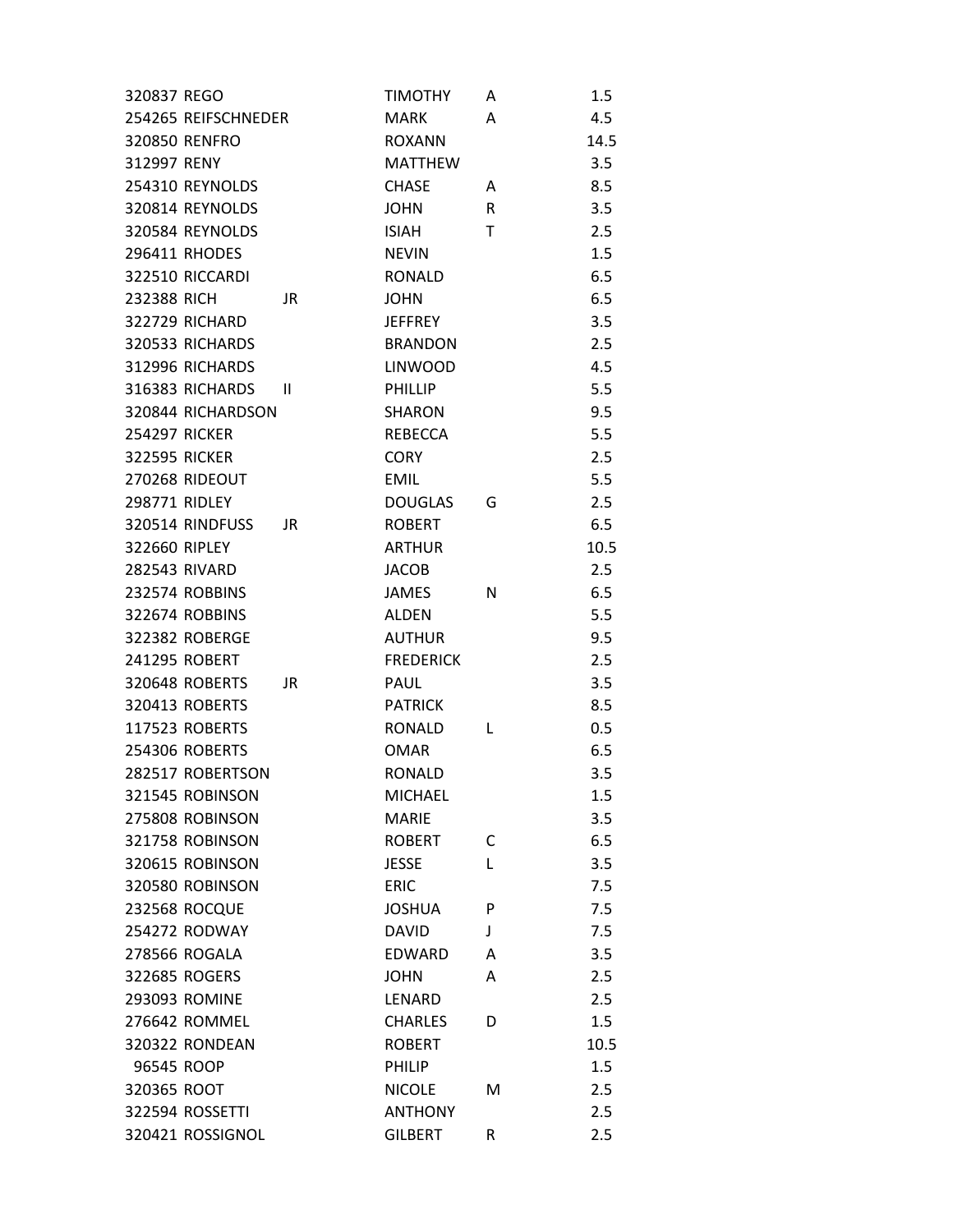| | | | | | |
|---|---|---|---|---|---|
| 320837 | REGO | | TIMOTHY | A | 1.5 |
| 254265 | REIFSCHNEDER | | MARK | A | 4.5 |
| 320850 | RENFRO | | ROXANN | | 14.5 |
| 312997 | RENY | | MATTHEW | | 3.5 |
| 254310 | REYNOLDS | | CHASE | A | 8.5 |
| 320814 | REYNOLDS | | JOHN | R | 3.5 |
| 320584 | REYNOLDS | | ISIAH | T | 2.5 |
| 296411 | RHODES | | NEVIN | | 1.5 |
| 322510 | RICCARDI | | RONALD | | 6.5 |
| 232388 | RICH | JR | JOHN | | 6.5 |
| 322729 | RICHARD | | JEFFREY | | 3.5 |
| 320533 | RICHARDS | | BRANDON | | 2.5 |
| 312996 | RICHARDS | | LINWOOD | | 4.5 |
| 316383 | RICHARDS | II | PHILLIP | | 5.5 |
| 320844 | RICHARDSON | | SHARON | | 9.5 |
| 254297 | RICKER | | REBECCA | | 5.5 |
| 322595 | RICKER | | CORY | | 2.5 |
| 270268 | RIDEOUT | | EMIL | | 5.5 |
| 298771 | RIDLEY | | DOUGLAS | G | 2.5 |
| 320514 | RINDFUSS | JR | ROBERT | | 6.5 |
| 322660 | RIPLEY | | ARTHUR | | 10.5 |
| 282543 | RIVARD | | JACOB | | 2.5 |
| 232574 | ROBBINS | | JAMES | N | 6.5 |
| 322674 | ROBBINS | | ALDEN | | 5.5 |
| 322382 | ROBERGE | | AUTHUR | | 9.5 |
| 241295 | ROBERT | | FREDERICK | | 2.5 |
| 320648 | ROBERTS | JR | PAUL | | 3.5 |
| 320413 | ROBERTS | | PATRICK | | 8.5 |
| 117523 | ROBERTS | | RONALD | L | 0.5 |
| 254306 | ROBERTS | | OMAR | | 6.5 |
| 282517 | ROBERTSON | | RONALD | | 3.5 |
| 321545 | ROBINSON | | MICHAEL | | 1.5 |
| 275808 | ROBINSON | | MARIE | | 3.5 |
| 321758 | ROBINSON | | ROBERT | C | 6.5 |
| 320615 | ROBINSON | | JESSE | L | 3.5 |
| 320580 | ROBINSON | | ERIC | | 7.5 |
| 232568 | ROCQUE | | JOSHUA | P | 7.5 |
| 254272 | RODWAY | | DAVID | J | 7.5 |
| 278566 | ROGALA | | EDWARD | A | 3.5 |
| 322685 | ROGERS | | JOHN | A | 2.5 |
| 293093 | ROMINE | | LENARD | | 2.5 |
| 276642 | ROMMEL | | CHARLES | D | 1.5 |
| 320322 | RONDEAN | | ROBERT | | 10.5 |
| 96545 | ROOP | | PHILIP | | 1.5 |
| 320365 | ROOT | | NICOLE | M | 2.5 |
| 322594 | ROSSETTI | | ANTHONY | | 2.5 |
| 320421 | ROSSIGNOL | | GILBERT | R | 2.5 |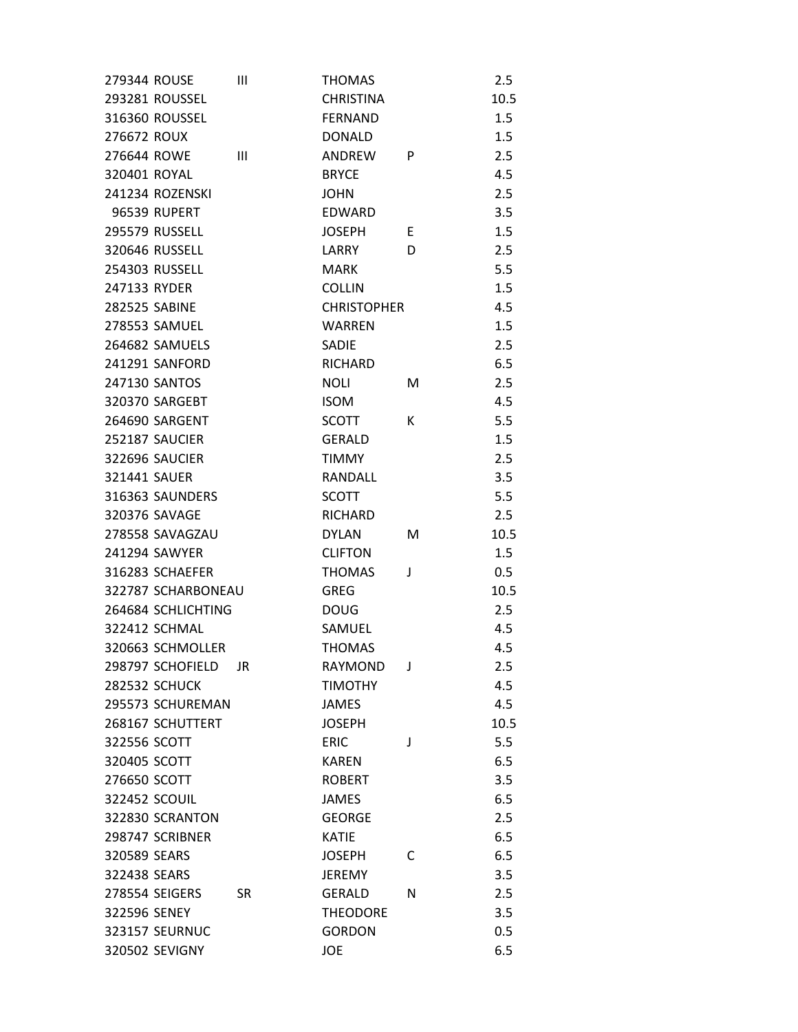| | | | | | |
|---|---|---|---|---|---|
| 279344 | ROUSE | III | THOMAS | | 2.5 |
| 293281 | ROUSSEL | | CHRISTINA | | 10.5 |
| 316360 | ROUSSEL | | FERNAND | | 1.5 |
| 276672 | ROUX | | DONALD | | 1.5 |
| 276644 | ROWE | III | ANDREW | P | 2.5 |
| 320401 | ROYAL | | BRYCE | | 4.5 |
| 241234 | ROZENSKI | | JOHN | | 2.5 |
| 96539 | RUPERT | | EDWARD | | 3.5 |
| 295579 | RUSSELL | | JOSEPH | E | 1.5 |
| 320646 | RUSSELL | | LARRY | D | 2.5 |
| 254303 | RUSSELL | | MARK | | 5.5 |
| 247133 | RYDER | | COLLIN | | 1.5 |
| 282525 | SABINE | | CHRISTOPHER | | 4.5 |
| 278553 | SAMUEL | | WARREN | | 1.5 |
| 264682 | SAMUELS | | SADIE | | 2.5 |
| 241291 | SANFORD | | RICHARD | | 6.5 |
| 247130 | SANTOS | | NOLI | M | 2.5 |
| 320370 | SARGEBT | | ISOM | | 4.5 |
| 264690 | SARGENT | | SCOTT | K | 5.5 |
| 252187 | SAUCIER | | GERALD | | 1.5 |
| 322696 | SAUCIER | | TIMMY | | 2.5 |
| 321441 | SAUER | | RANDALL | | 3.5 |
| 316363 | SAUNDERS | | SCOTT | | 5.5 |
| 320376 | SAVAGE | | RICHARD | | 2.5 |
| 278558 | SAVAGZAU | | DYLAN | M | 10.5 |
| 241294 | SAWYER | | CLIFTON | | 1.5 |
| 316283 | SCHAEFER | | THOMAS | J | 0.5 |
| 322787 | SCHARBONEAU | | GREG | | 10.5 |
| 264684 | SCHLICHTING | | DOUG | | 2.5 |
| 322412 | SCHMAL | | SAMUEL | | 4.5 |
| 320663 | SCHMOLLER | | THOMAS | | 4.5 |
| 298797 | SCHOFIELD | JR | RAYMOND | J | 2.5 |
| 282532 | SCHUCK | | TIMOTHY | | 4.5 |
| 295573 | SCHUREMAN | | JAMES | | 4.5 |
| 268167 | SCHUTTERT | | JOSEPH | | 10.5 |
| 322556 | SCOTT | | ERIC | J | 5.5 |
| 320405 | SCOTT | | KAREN | | 6.5 |
| 276650 | SCOTT | | ROBERT | | 3.5 |
| 322452 | SCOUIL | | JAMES | | 6.5 |
| 322830 | SCRANTON | | GEORGE | | 2.5 |
| 298747 | SCRIBNER | | KATIE | | 6.5 |
| 320589 | SEARS | | JOSEPH | C | 6.5 |
| 322438 | SEARS | | JEREMY | | 3.5 |
| 278554 | SEIGERS | SR | GERALD | N | 2.5 |
| 322596 | SENEY | | THEODORE | | 3.5 |
| 323157 | SEURNUC | | GORDON | | 0.5 |
| 320502 | SEVIGNY | | JOE | | 6.5 |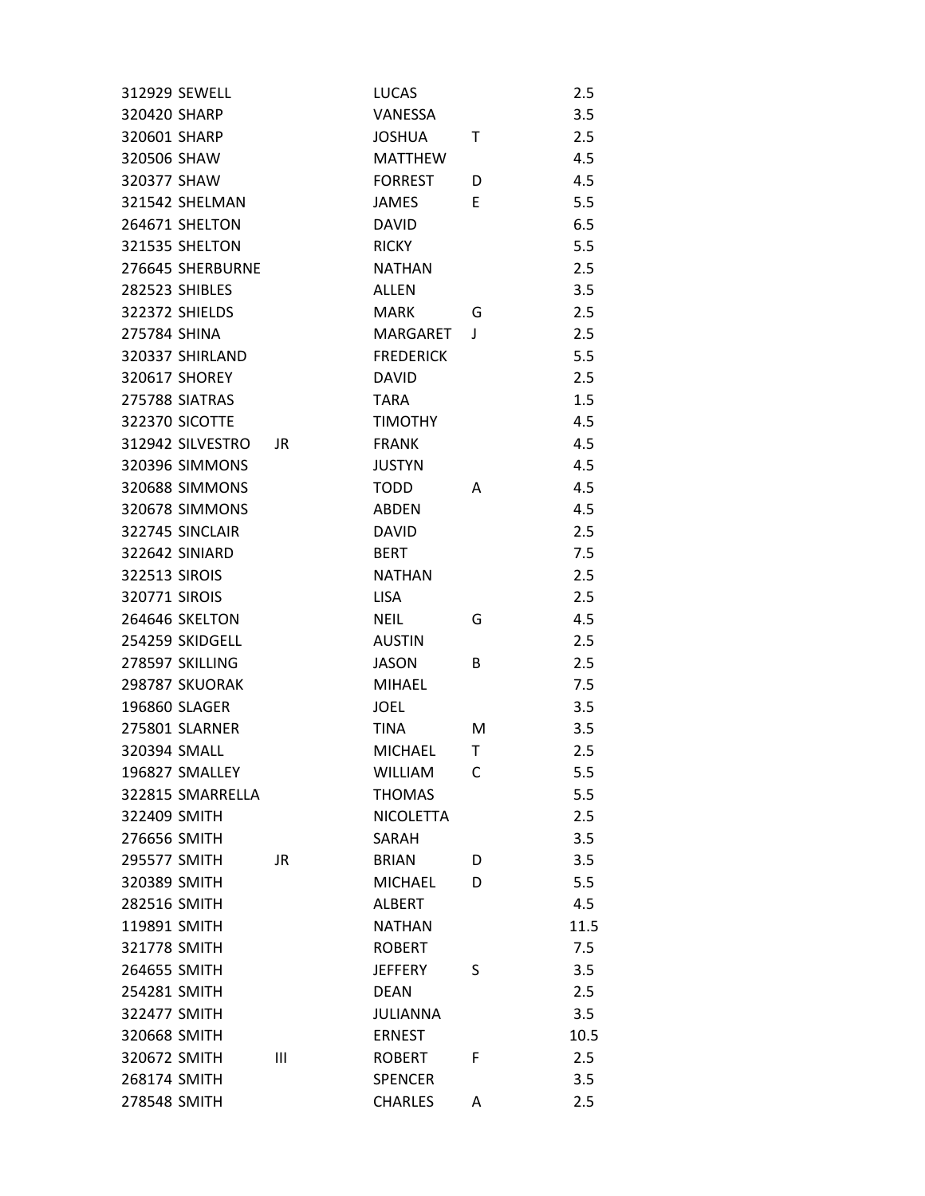| | | | | | |
|---|---|---|---|---|---|
| 312929 | SEWELL | | LUCAS | | 2.5 |
| 320420 | SHARP | | VANESSA | | 3.5 |
| 320601 | SHARP | | JOSHUA | T | 2.5 |
| 320506 | SHAW | | MATTHEW | | 4.5 |
| 320377 | SHAW | | FORREST | D | 4.5 |
| 321542 | SHELMAN | | JAMES | E | 5.5 |
| 264671 | SHELTON | | DAVID | | 6.5 |
| 321535 | SHELTON | | RICKY | | 5.5 |
| 276645 | SHERBURNE | | NATHAN | | 2.5 |
| 282523 | SHIBLES | | ALLEN | | 3.5 |
| 322372 | SHIELDS | | MARK | G | 2.5 |
| 275784 | SHINA | | MARGARET | J | 2.5 |
| 320337 | SHIRLAND | | FREDERICK | | 5.5 |
| 320617 | SHOREY | | DAVID | | 2.5 |
| 275788 | SIATRAS | | TARA | | 1.5 |
| 322370 | SICOTTE | | TIMOTHY | | 4.5 |
| 312942 | SILVESTRO | JR | FRANK | | 4.5 |
| 320396 | SIMMONS | | JUSTYN | | 4.5 |
| 320688 | SIMMONS | | TODD | A | 4.5 |
| 320678 | SIMMONS | | ABDEN | | 4.5 |
| 322745 | SINCLAIR | | DAVID | | 2.5 |
| 322642 | SINIARD | | BERT | | 7.5 |
| 322513 | SIROIS | | NATHAN | | 2.5 |
| 320771 | SIROIS | | LISA | | 2.5 |
| 264646 | SKELTON | | NEIL | G | 4.5 |
| 254259 | SKIDGELL | | AUSTIN | | 2.5 |
| 278597 | SKILLING | | JASON | B | 2.5 |
| 298787 | SKUORAK | | MIHAEL | | 7.5 |
| 196860 | SLAGER | | JOEL | | 3.5 |
| 275801 | SLARNER | | TINA | M | 3.5 |
| 320394 | SMALL | | MICHAEL | T | 2.5 |
| 196827 | SMALLEY | | WILLIAM | C | 5.5 |
| 322815 | SMARRELLA | | THOMAS | | 5.5 |
| 322409 | SMITH | | NICOLETTA | | 2.5 |
| 276656 | SMITH | | SARAH | | 3.5 |
| 295577 | SMITH | JR | BRIAN | D | 3.5 |
| 320389 | SMITH | | MICHAEL | D | 5.5 |
| 282516 | SMITH | | ALBERT | | 4.5 |
| 119891 | SMITH | | NATHAN | | 11.5 |
| 321778 | SMITH | | ROBERT | | 7.5 |
| 264655 | SMITH | | JEFFERY | S | 3.5 |
| 254281 | SMITH | | DEAN | | 2.5 |
| 322477 | SMITH | | JULIANNA | | 3.5 |
| 320668 | SMITH | | ERNEST | | 10.5 |
| 320672 | SMITH | III | ROBERT | F | 2.5 |
| 268174 | SMITH | | SPENCER | | 3.5 |
| 278548 | SMITH | | CHARLES | A | 2.5 |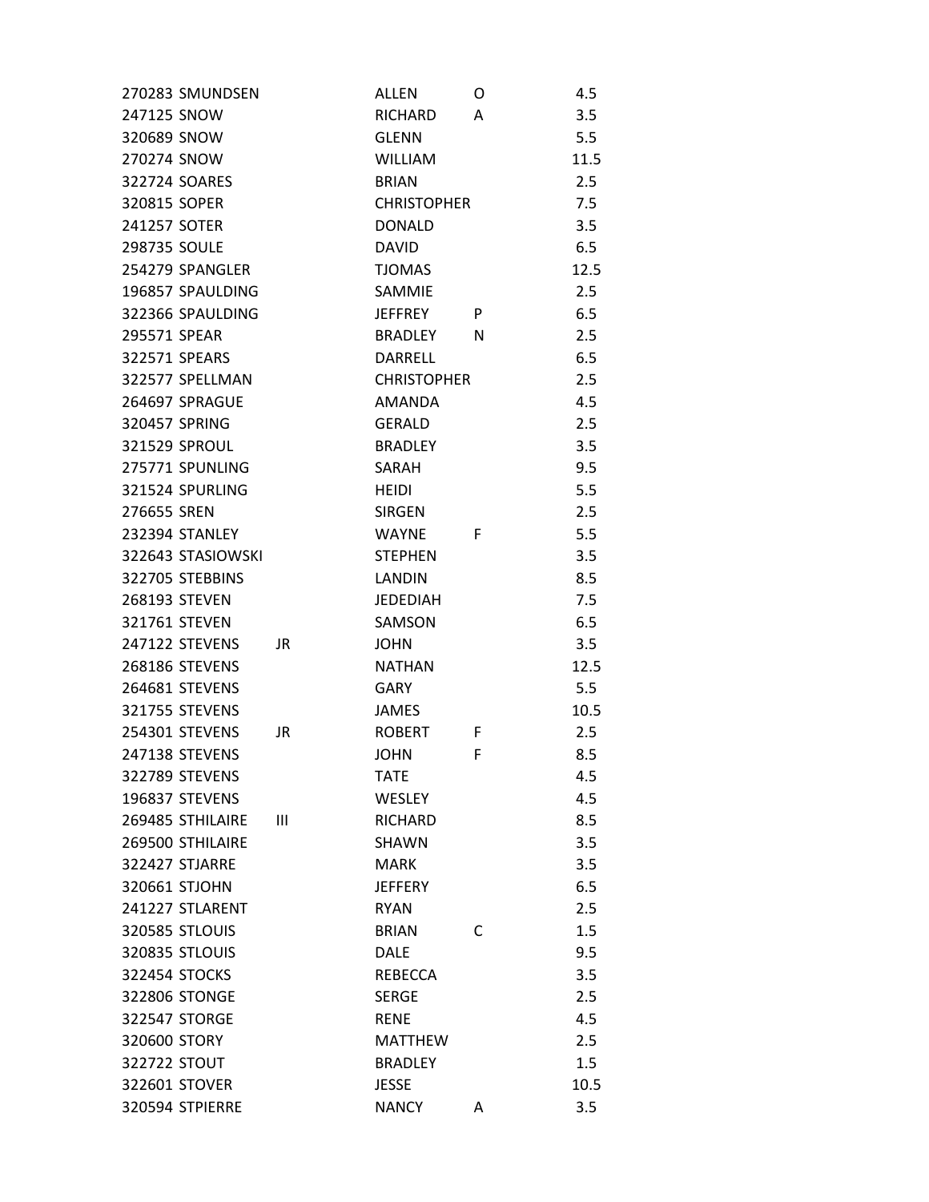| | | | | | |
|---|---|---|---|---|---|
| 270283 | SMUNDSEN | | ALLEN | O | 4.5 |
| 247125 | SNOW | | RICHARD | A | 3.5 |
| 320689 | SNOW | | GLENN | | 5.5 |
| 270274 | SNOW | | WILLIAM | | 11.5 |
| 322724 | SOARES | | BRIAN | | 2.5 |
| 320815 | SOPER | | CHRISTOPHER | | 7.5 |
| 241257 | SOTER | | DONALD | | 3.5 |
| 298735 | SOULE | | DAVID | | 6.5 |
| 254279 | SPANGLER | | TJOMAS | | 12.5 |
| 196857 | SPAULDING | | SAMMIE | | 2.5 |
| 322366 | SPAULDING | | JEFFREY | P | 6.5 |
| 295571 | SPEAR | | BRADLEY | N | 2.5 |
| 322571 | SPEARS | | DARRELL | | 6.5 |
| 322577 | SPELLMAN | | CHRISTOPHER | | 2.5 |
| 264697 | SPRAGUE | | AMANDA | | 4.5 |
| 320457 | SPRING | | GERALD | | 2.5 |
| 321529 | SPROUL | | BRADLEY | | 3.5 |
| 275771 | SPUNLING | | SARAH | | 9.5 |
| 321524 | SPURLING | | HEIDI | | 5.5 |
| 276655 | SREN | | SIRGEN | | 2.5 |
| 232394 | STANLEY | | WAYNE | F | 5.5 |
| 322643 | STASIOWSKI | | STEPHEN | | 3.5 |
| 322705 | STEBBINS | | LANDIN | | 8.5 |
| 268193 | STEVEN | | JEDEDIAH | | 7.5 |
| 321761 | STEVEN | | SAMSON | | 6.5 |
| 247122 | STEVENS | JR | JOHN | | 3.5 |
| 268186 | STEVENS | | NATHAN | | 12.5 |
| 264681 | STEVENS | | GARY | | 5.5 |
| 321755 | STEVENS | | JAMES | | 10.5 |
| 254301 | STEVENS | JR | ROBERT | F | 2.5 |
| 247138 | STEVENS | | JOHN | F | 8.5 |
| 322789 | STEVENS | | TATE | | 4.5 |
| 196837 | STEVENS | | WESLEY | | 4.5 |
| 269485 | STHILAIRE | III | RICHARD | | 8.5 |
| 269500 | STHILAIRE | | SHAWN | | 3.5 |
| 322427 | STJARRE | | MARK | | 3.5 |
| 320661 | STJOHN | | JEFFERY | | 6.5 |
| 241227 | STLARENT | | RYAN | | 2.5 |
| 320585 | STLOUIS | | BRIAN | C | 1.5 |
| 320835 | STLOUIS | | DALE | | 9.5 |
| 322454 | STOCKS | | REBECCA | | 3.5 |
| 322806 | STONGE | | SERGE | | 2.5 |
| 322547 | STORGE | | RENE | | 4.5 |
| 320600 | STORY | | MATTHEW | | 2.5 |
| 322722 | STOUT | | BRADLEY | | 1.5 |
| 322601 | STOVER | | JESSE | | 10.5 |
| 320594 | STPIERRE | | NANCY | A | 3.5 |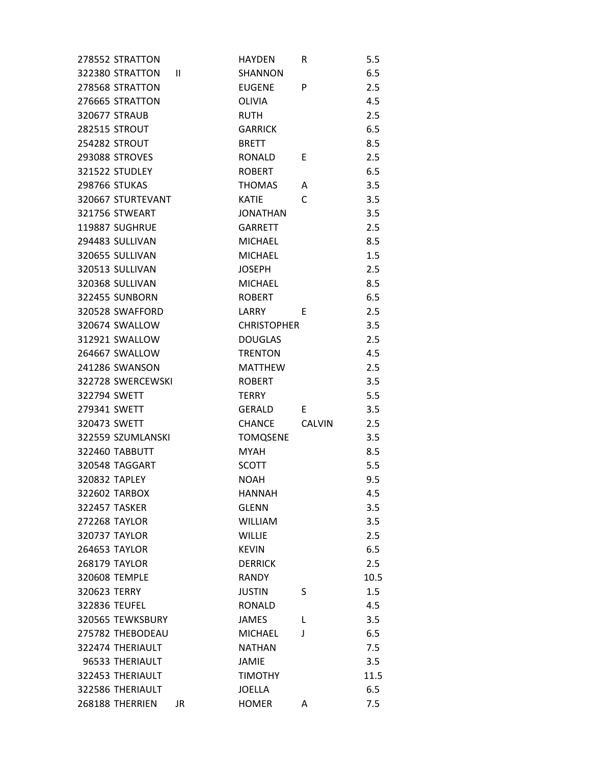| | | | | | |
|---|---|---|---|---|---|
| 278552 | STRATTON | | HAYDEN | R | 5.5 |
| 322380 | STRATTON | II | SHANNON | | 6.5 |
| 278568 | STRATTON | | EUGENE | P | 2.5 |
| 276665 | STRATTON | | OLIVIA | | 4.5 |
| 320677 | STRAUB | | RUTH | | 2.5 |
| 282515 | STROUT | | GARRICK | | 6.5 |
| 254282 | STROUT | | BRETT | | 8.5 |
| 293088 | STROVES | | RONALD | E | 2.5 |
| 321522 | STUDLEY | | ROBERT | | 6.5 |
| 298766 | STUKAS | | THOMAS | A | 3.5 |
| 320667 | STURTEVANT | | KATIE | C | 3.5 |
| 321756 | STWEART | | JONATHAN | | 3.5 |
| 119887 | SUGHRUE | | GARRETT | | 2.5 |
| 294483 | SULLIVAN | | MICHAEL | | 8.5 |
| 320655 | SULLIVAN | | MICHAEL | | 1.5 |
| 320513 | SULLIVAN | | JOSEPH | | 2.5 |
| 320368 | SULLIVAN | | MICHAEL | | 8.5 |
| 322455 | SUNBORN | | ROBERT | | 6.5 |
| 320528 | SWAFFORD | | LARRY | E | 2.5 |
| 320674 | SWALLOW | | CHRISTOPHER | | 3.5 |
| 312921 | SWALLOW | | DOUGLAS | | 2.5 |
| 264667 | SWALLOW | | TRENTON | | 4.5 |
| 241286 | SWANSON | | MATTHEW | | 2.5 |
| 322728 | SWERCEWSKI | | ROBERT | | 3.5 |
| 322794 | SWETT | | TERRY | | 5.5 |
| 279341 | SWETT | | GERALD | E | 3.5 |
| 320473 | SWETT | | CHANCE | CALVIN | 2.5 |
| 322559 | SZUMLANSKI | | TOMQSENE | | 3.5 |
| 322460 | TABBUTT | | MYAH | | 8.5 |
| 320548 | TAGGART | | SCOTT | | 5.5 |
| 320832 | TAPLEY | | NOAH | | 9.5 |
| 322602 | TARBOX | | HANNAH | | 4.5 |
| 322457 | TASKER | | GLENN | | 3.5 |
| 272268 | TAYLOR | | WILLIAM | | 3.5 |
| 320737 | TAYLOR | | WILLIE | | 2.5 |
| 264653 | TAYLOR | | KEVIN | | 6.5 |
| 268179 | TAYLOR | | DERRICK | | 2.5 |
| 320608 | TEMPLE | | RANDY | | 10.5 |
| 320623 | TERRY | | JUSTIN | S | 1.5 |
| 322836 | TEUFEL | | RONALD | | 4.5 |
| 320565 | TEWKSBURY | | JAMES | L | 3.5 |
| 275782 | THEBODEAU | | MICHAEL | J | 6.5 |
| 322474 | THERIAULT | | NATHAN | | 7.5 |
| 96533 | THERIAULT | | JAMIE | | 3.5 |
| 322453 | THERIAULT | | TIMOTHY | | 11.5 |
| 322586 | THERIAULT | | JOELLA | | 6.5 |
| 268188 | THERRIEN | JR | HOMER | A | 7.5 |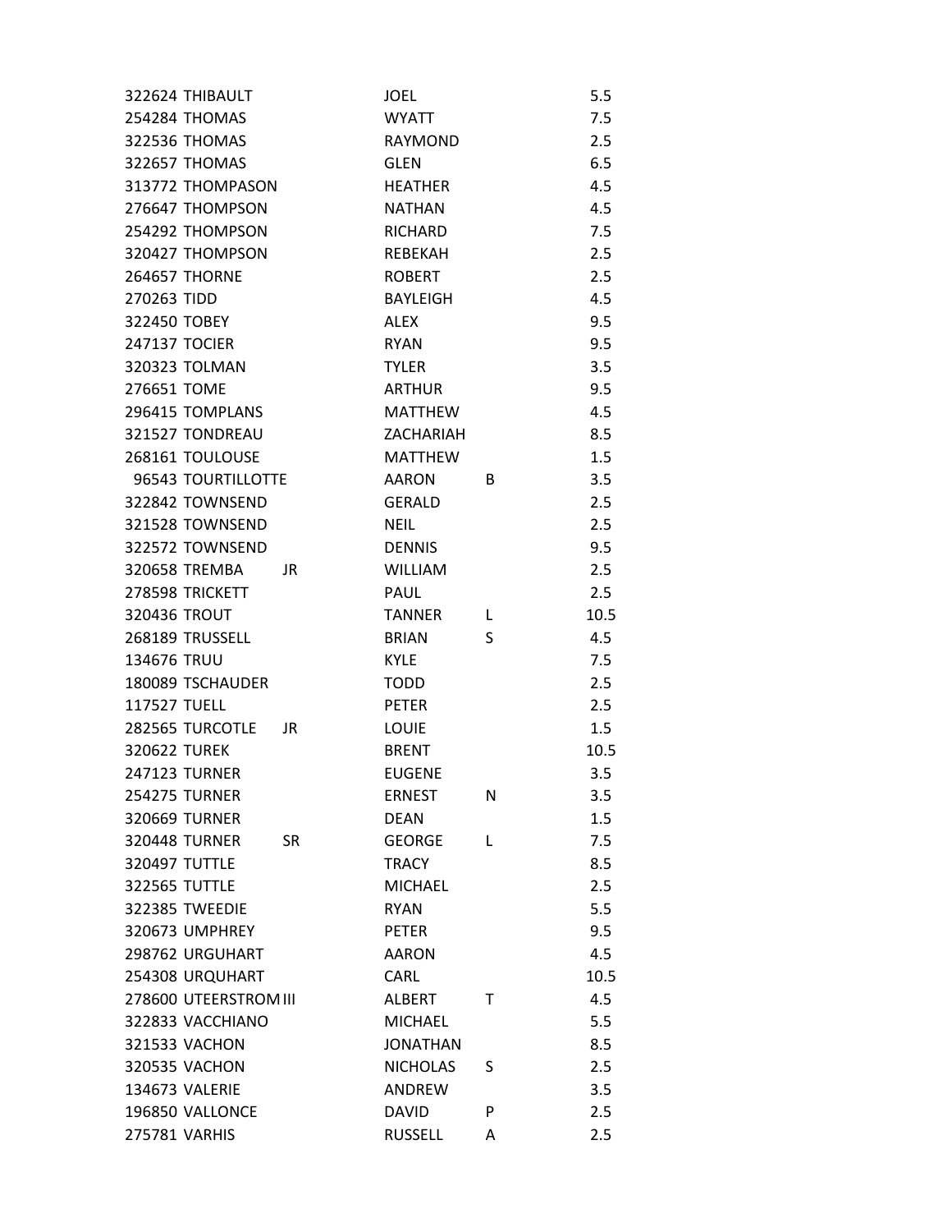| | | | | | |
|---|---|---|---|---|---|
| 322624 | THIBAULT | | JOEL | | 5.5 |
| 254284 | THOMAS | | WYATT | | 7.5 |
| 322536 | THOMAS | | RAYMOND | | 2.5 |
| 322657 | THOMAS | | GLEN | | 6.5 |
| 313772 | THOMPASON | | HEATHER | | 4.5 |
| 276647 | THOMPSON | | NATHAN | | 4.5 |
| 254292 | THOMPSON | | RICHARD | | 7.5 |
| 320427 | THOMPSON | | REBEKAH | | 2.5 |
| 264657 | THORNE | | ROBERT | | 2.5 |
| 270263 | TIDD | | BAYLEIGH | | 4.5 |
| 322450 | TOBEY | | ALEX | | 9.5 |
| 247137 | TOCIER | | RYAN | | 9.5 |
| 320323 | TOLMAN | | TYLER | | 3.5 |
| 276651 | TOME | | ARTHUR | | 9.5 |
| 296415 | TOMPLANS | | MATTHEW | | 4.5 |
| 321527 | TONDREAU | | ZACHARIAH | | 8.5 |
| 268161 | TOULOUSE | | MATTHEW | | 1.5 |
| 96543 | TOURTILLOTTE | | AARON | B | 3.5 |
| 322842 | TOWNSEND | | GERALD | | 2.5 |
| 321528 | TOWNSEND | | NEIL | | 2.5 |
| 322572 | TOWNSEND | | DENNIS | | 9.5 |
| 320658 | TREMBA | JR | WILLIAM | | 2.5 |
| 278598 | TRICKETT | | PAUL | | 2.5 |
| 320436 | TROUT | | TANNER | L | 10.5 |
| 268189 | TRUSSELL | | BRIAN | S | 4.5 |
| 134676 | TRUU | | KYLE | | 7.5 |
| 180089 | TSCHAUDER | | TODD | | 2.5 |
| 117527 | TUELL | | PETER | | 2.5 |
| 282565 | TURCOTLE | JR | LOUIE | | 1.5 |
| 320622 | TUREK | | BRENT | | 10.5 |
| 247123 | TURNER | | EUGENE | | 3.5 |
| 254275 | TURNER | | ERNEST | N | 3.5 |
| 320669 | TURNER | | DEAN | | 1.5 |
| 320448 | TURNER | SR | GEORGE | L | 7.5 |
| 320497 | TUTTLE | | TRACY | | 8.5 |
| 322565 | TUTTLE | | MICHAEL | | 2.5 |
| 322385 | TWEEDIE | | RYAN | | 5.5 |
| 320673 | UMPHREY | | PETER | | 9.5 |
| 298762 | URGUHART | | AARON | | 4.5 |
| 254308 | URQUHART | | CARL | | 10.5 |
| 278600 | UTEERSTROM | III | ALBERT | T | 4.5 |
| 322833 | VACCHIANO | | MICHAEL | | 5.5 |
| 321533 | VACHON | | JONATHAN | | 8.5 |
| 320535 | VACHON | | NICHOLAS | S | 2.5 |
| 134673 | VALERIE | | ANDREW | | 3.5 |
| 196850 | VALLONCE | | DAVID | P | 2.5 |
| 275781 | VARHIS | | RUSSELL | A | 2.5 |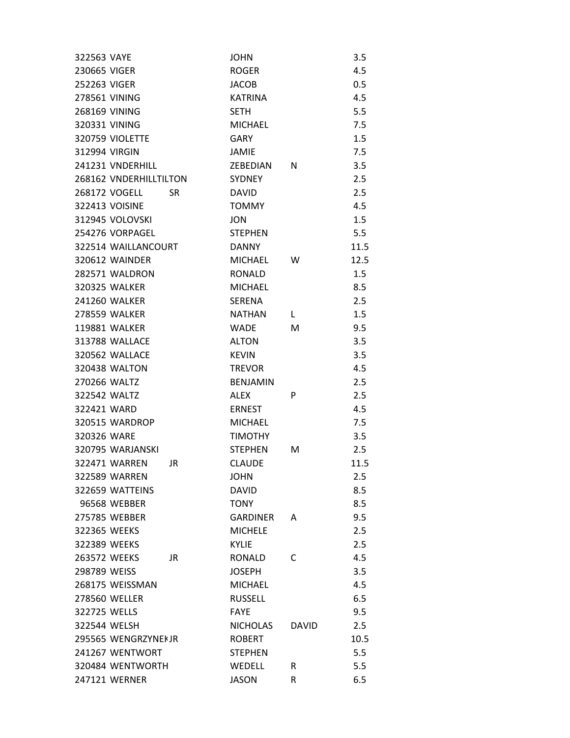| | | | | | |
|---|---|---|---|---|---|
| 322563 | VAYE | | JOHN | | 3.5 |
| 230665 | VIGER | | ROGER | | 4.5 |
| 252263 | VIGER | | JACOB | | 0.5 |
| 278561 | VINING | | KATRINA | | 4.5 |
| 268169 | VINING | | SETH | | 5.5 |
| 320331 | VINING | | MICHAEL | | 7.5 |
| 320759 | VIOLETTE | | GARY | | 1.5 |
| 312994 | VIRGIN | | JAMIE | | 7.5 |
| 241231 | VNDERHILL | | ZEBEDIAN | N | 3.5 |
| 268162 | VNDERHILLTILTON | | SYDNEY | | 2.5 |
| 268172 | VOGELL | SR | DAVID | | 2.5 |
| 322413 | VOISINE | | TOMMY | | 4.5 |
| 312945 | VOLOVSKI | | JON | | 1.5 |
| 254276 | VORPAGEL | | STEPHEN | | 5.5 |
| 322514 | WAILLANCOURT | | DANNY | | 11.5 |
| 320612 | WAINDER | | MICHAEL | W | 12.5 |
| 282571 | WALDRON | | RONALD | | 1.5 |
| 320325 | WALKER | | MICHAEL | | 8.5 |
| 241260 | WALKER | | SERENA | | 2.5 |
| 278559 | WALKER | | NATHAN | L | 1.5 |
| 119881 | WALKER | | WADE | M | 9.5 |
| 313788 | WALLACE | | ALTON | | 3.5 |
| 320562 | WALLACE | | KEVIN | | 3.5 |
| 320438 | WALTON | | TREVOR | | 4.5 |
| 270266 | WALTZ | | BENJAMIN | | 2.5 |
| 322542 | WALTZ | | ALEX | P | 2.5 |
| 322421 | WARD | | ERNEST | | 4.5 |
| 320515 | WARDROP | | MICHAEL | | 7.5 |
| 320326 | WARE | | TIMOTHY | | 3.5 |
| 320795 | WARJANSKI | | STEPHEN | M | 2.5 |
| 322471 | WARREN | JR | CLAUDE | | 11.5 |
| 322589 | WARREN | | JOHN | | 2.5 |
| 322659 | WATTEINS | | DAVID | | 8.5 |
| 96568 | WEBBER | | TONY | | 8.5 |
| 275785 | WEBBER | | GARDINER | A | 9.5 |
| 322365 | WEEKS | | MICHELE | | 2.5 |
| 322389 | WEEKS | | KYLIE | | 2.5 |
| 263572 | WEEKS | JR | RONALD | C | 4.5 |
| 298789 | WEISS | | JOSEPH | | 3.5 |
| 268175 | WEISSMAN | | MICHAEL | | 4.5 |
| 278560 | WELLER | | RUSSELL | | 6.5 |
| 322725 | WELLS | | FAYE | | 9.5 |
| 322544 | WELSH | | NICHOLAS | DAVID | 2.5 |
| 295565 | WENGRZYNEK | JR | ROBERT | | 10.5 |
| 241267 | WENTWORT | | STEPHEN | | 5.5 |
| 320484 | WENTWORTH | | WEDELL | R | 5.5 |
| 247121 | WERNER | | JASON | R | 6.5 |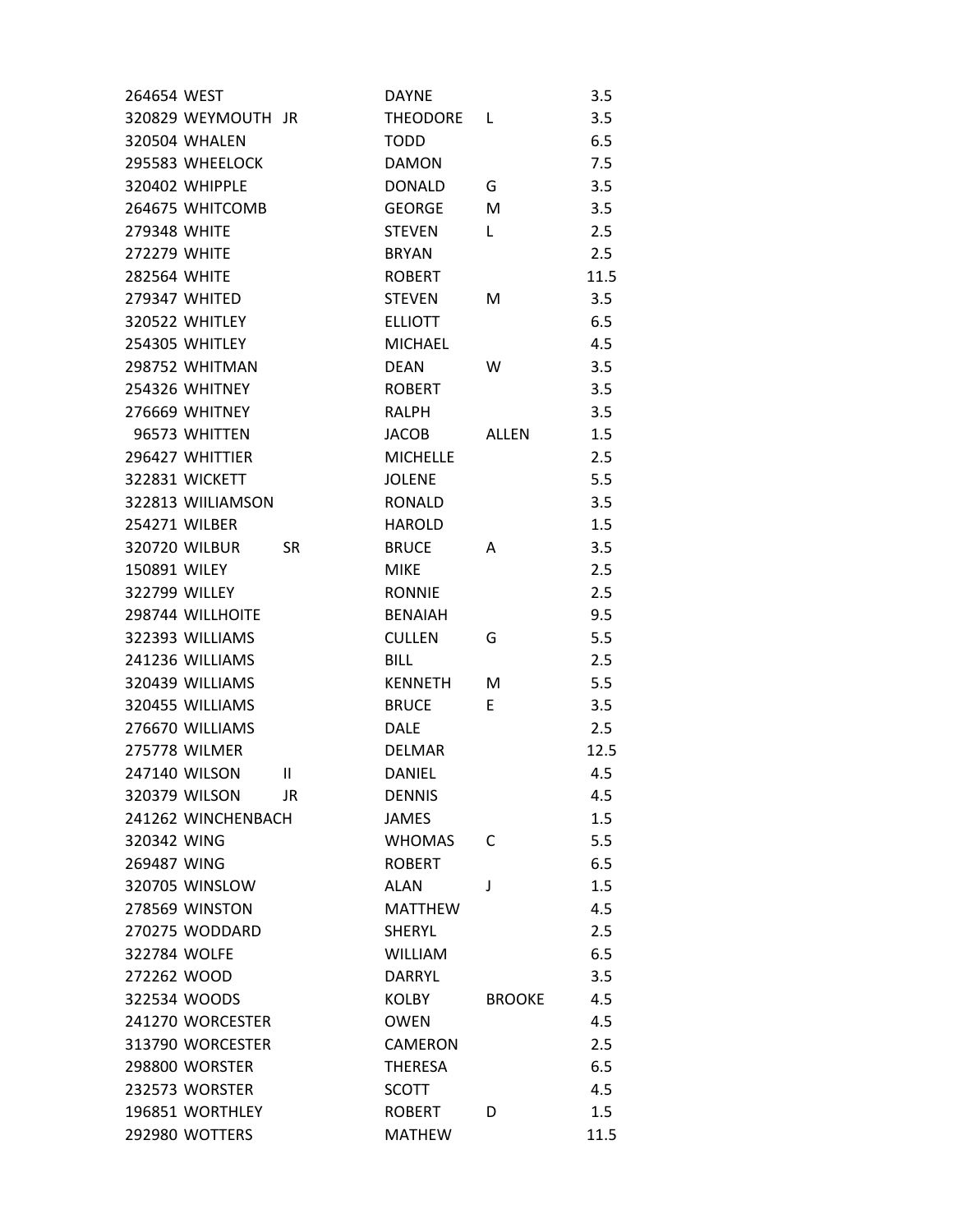| | | | | | |
|---|---|---|---|---|---|
| 264654 | WEST | | DAYNE | | 3.5 |
| 320829 | WEYMOUTH | JR | THEODORE | L | 3.5 |
| 320504 | WHALEN | | TODD | | 6.5 |
| 295583 | WHEELOCK | | DAMON | | 7.5 |
| 320402 | WHIPPLE | | DONALD | G | 3.5 |
| 264675 | WHITCOMB | | GEORGE | M | 3.5 |
| 279348 | WHITE | | STEVEN | L | 2.5 |
| 272279 | WHITE | | BRYAN | | 2.5 |
| 282564 | WHITE | | ROBERT | | 11.5 |
| 279347 | WHITED | | STEVEN | M | 3.5 |
| 320522 | WHITLEY | | ELLIOTT | | 6.5 |
| 254305 | WHITLEY | | MICHAEL | | 4.5 |
| 298752 | WHITMAN | | DEAN | W | 3.5 |
| 254326 | WHITNEY | | ROBERT | | 3.5 |
| 276669 | WHITNEY | | RALPH | | 3.5 |
| 96573 | WHITTEN | | JACOB | ALLEN | 1.5 |
| 296427 | WHITTIER | | MICHELLE | | 2.5 |
| 322831 | WICKETT | | JOLENE | | 5.5 |
| 322813 | WIILIAMSON | | RONALD | | 3.5 |
| 254271 | WILBER | | HAROLD | | 1.5 |
| 320720 | WILBUR | SR | BRUCE | A | 3.5 |
| 150891 | WILEY | | MIKE | | 2.5 |
| 322799 | WILLEY | | RONNIE | | 2.5 |
| 298744 | WILLHOITE | | BENAIAH | | 9.5 |
| 322393 | WILLIAMS | | CULLEN | G | 5.5 |
| 241236 | WILLIAMS | | BILL | | 2.5 |
| 320439 | WILLIAMS | | KENNETH | M | 5.5 |
| 320455 | WILLIAMS | | BRUCE | E | 3.5 |
| 276670 | WILLIAMS | | DALE | | 2.5 |
| 275778 | WILMER | | DELMAR | | 12.5 |
| 247140 | WILSON | II | DANIEL | | 4.5 |
| 320379 | WILSON | JR | DENNIS | | 4.5 |
| 241262 | WINCHENBACH | | JAMES | | 1.5 |
| 320342 | WING | | WHOMAS | C | 5.5 |
| 269487 | WING | | ROBERT | | 6.5 |
| 320705 | WINSLOW | | ALAN | J | 1.5 |
| 278569 | WINSTON | | MATTHEW | | 4.5 |
| 270275 | WODDARD | | SHERYL | | 2.5 |
| 322784 | WOLFE | | WILLIAM | | 6.5 |
| 272262 | WOOD | | DARRYL | | 3.5 |
| 322534 | WOODS | | KOLBY | BROOKE | 4.5 |
| 241270 | WORCESTER | | OWEN | | 4.5 |
| 313790 | WORCESTER | | CAMERON | | 2.5 |
| 298800 | WORSTER | | THERESA | | 6.5 |
| 232573 | WORSTER | | SCOTT | | 4.5 |
| 196851 | WORTHLEY | | ROBERT | D | 1.5 |
| 292980 | WOTTERS | | MATHEW | | 11.5 |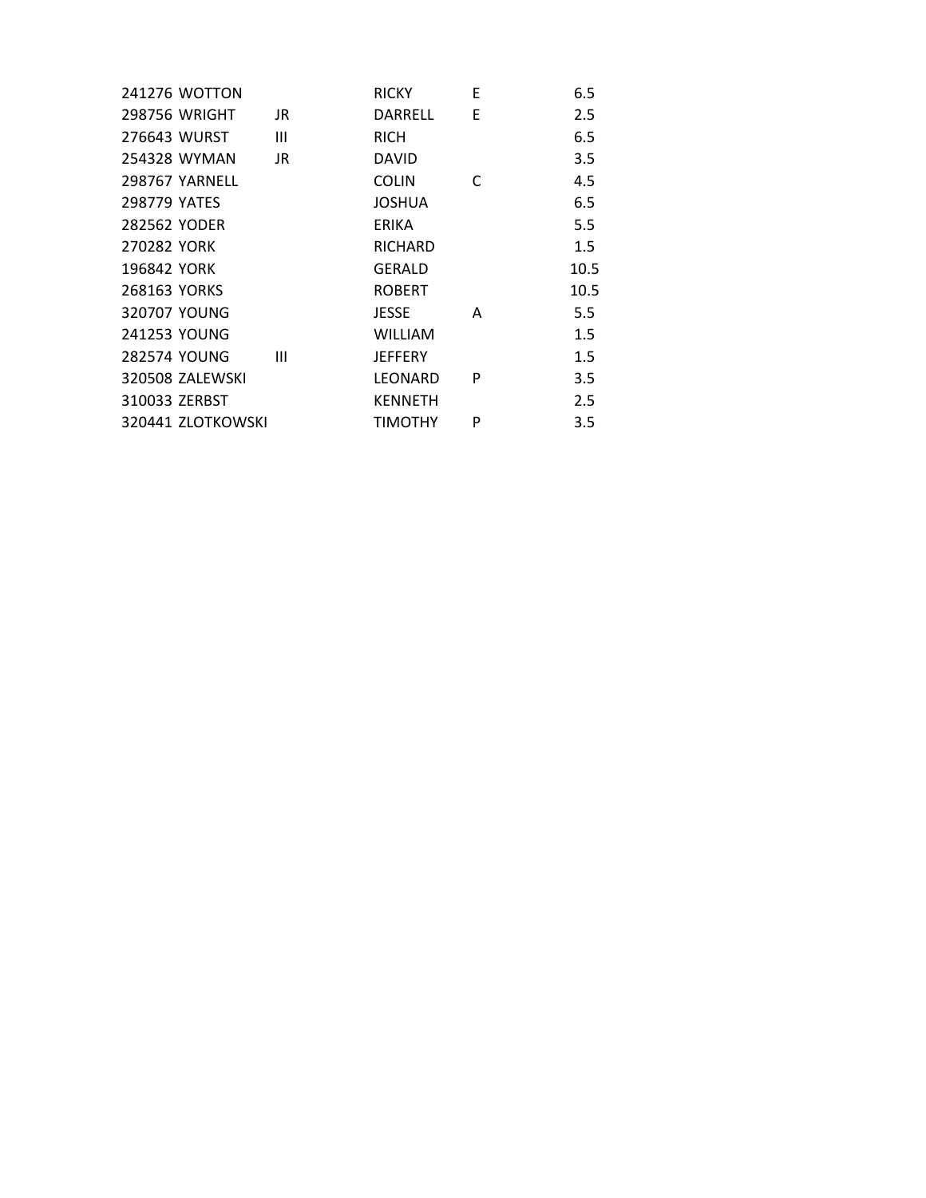| | | | | | |
|---|---|---|---|---|---|
| 241276 | WOTTON | | RICKY | E | 6.5 |
| 298756 | WRIGHT | JR | DARRELL | E | 2.5 |
| 276643 | WURST | III | RICH | | 6.5 |
| 254328 | WYMAN | JR | DAVID | | 3.5 |
| 298767 | YARNELL | | COLIN | C | 4.5 |
| 298779 | YATES | | JOSHUA | | 6.5 |
| 282562 | YODER | | ERIKA | | 5.5 |
| 270282 | YORK | | RICHARD | | 1.5 |
| 196842 | YORK | | GERALD | | 10.5 |
| 268163 | YORKS | | ROBERT | | 10.5 |
| 320707 | YOUNG | | JESSE | A | 5.5 |
| 241253 | YOUNG | | WILLIAM | | 1.5 |
| 282574 | YOUNG | III | JEFFERY | | 1.5 |
| 320508 | ZALEWSKI | | LEONARD | P | 3.5 |
| 310033 | ZERBST | | KENNETH | | 2.5 |
| 320441 | ZLOTKOWSKI | | TIMOTHY | P | 3.5 |